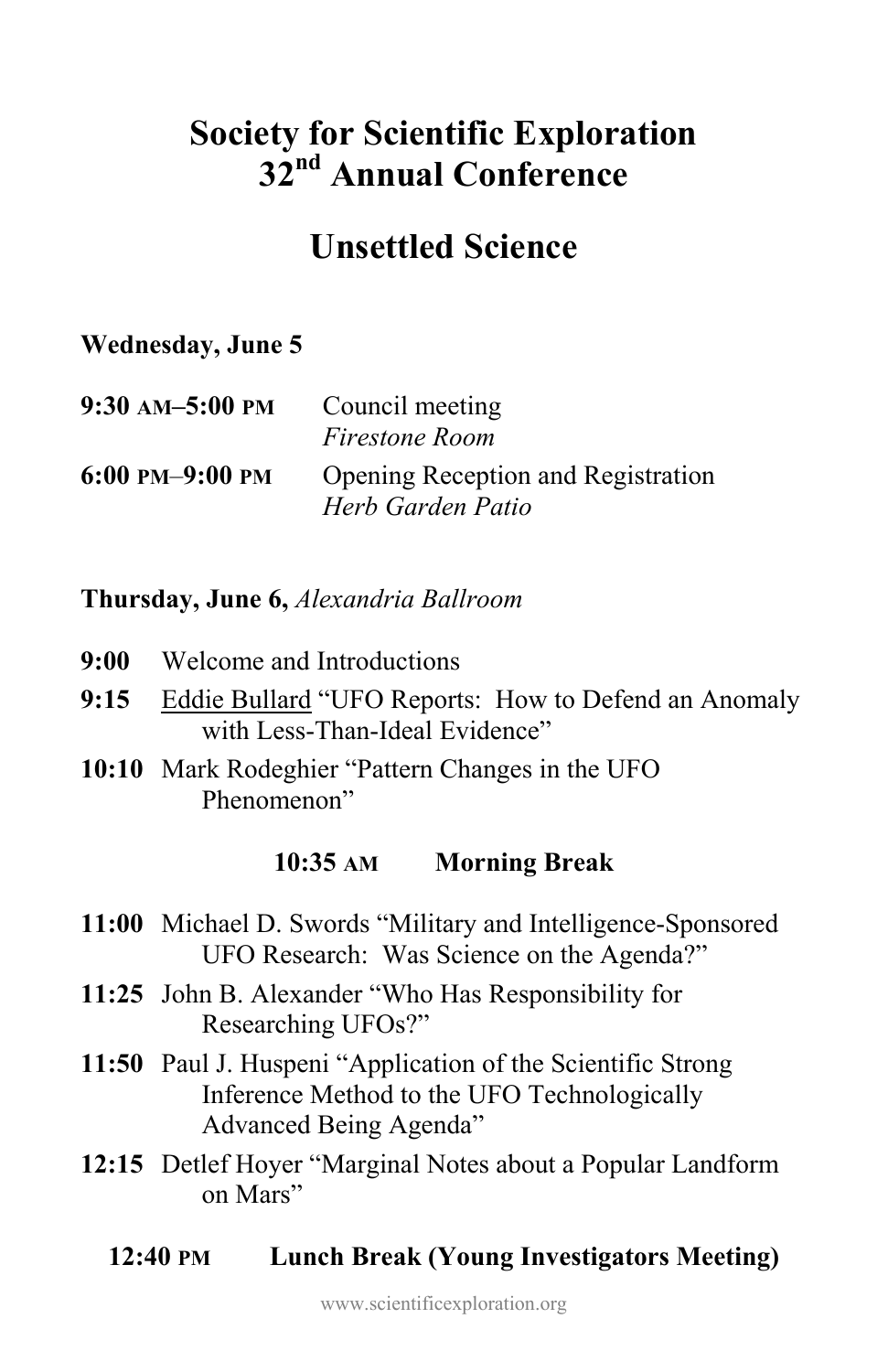# Society for Scientific Exploration 32nd Annual Conference

# Unsettled Science

**Wednesday, June 5**

**9:30 AM–5:00 PM** Council meeting
*Firestone Room*

**6:00 PM–9:00 PM** Opening Reception and Registration
*Herb Garden Patio*

**Thursday, June 6,** *Alexandria Ballroom*

**9:00** Welcome and Introductions

**9:15** Eddie Bullard "UFO Reports: How to Defend an Anomaly with Less-Than-Ideal Evidence"

**10:10** Mark Rodeghier "Pattern Changes in the UFO Phenomenon"

**10:35 AM Morning Break**

**11:00** Michael D. Swords "Military and Intelligence-Sponsored UFO Research: Was Science on the Agenda?"

**11:25** John B. Alexander "Who Has Responsibility for Researching UFOs?"

**11:50** Paul J. Huspeni "Application of the Scientific Strong Inference Method to the UFO Technologically Advanced Being Agenda"

**12:15** Detlef Hoyer "Marginal Notes about a Popular Landform on Mars"

**12:40 PM Lunch Break (Young Investigators Meeting)**

www.scientificexploration.org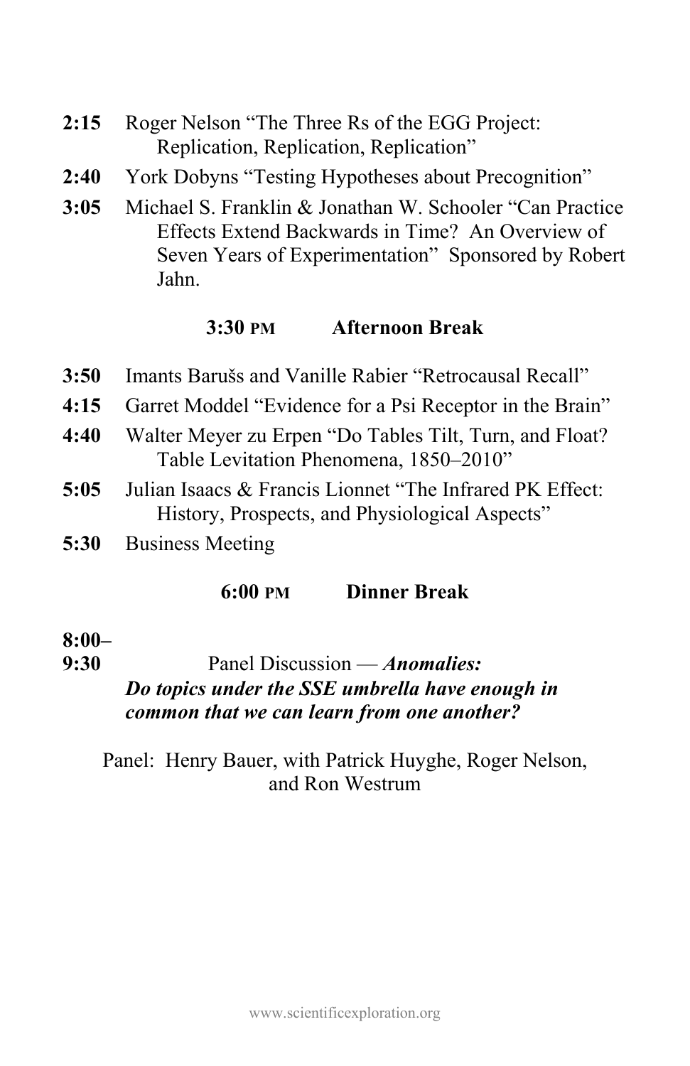**2:15** Roger Nelson "The Three Rs of the EGG Project: Replication, Replication, Replication"

**2:40** York Dobyns "Testing Hypotheses about Precognition"

**3:05** Michael S. Franklin & Jonathan W. Schooler "Can Practice Effects Extend Backwards in Time? An Overview of Seven Years of Experimentation" Sponsored by Robert Jahn.

**3:30 PM Afternoon Break**

**3:50** Imants Barušs and Vanille Rabier "Retrocausal Recall"

**4:15** Garret Moddel "Evidence for a Psi Receptor in the Brain"

**4:40** Walter Meyer zu Erpen "Do Tables Tilt, Turn, and Float? Table Levitation Phenomena, 1850–2010"

**5:05** Julian Isaacs & Francis Lionnet "The Infrared PK Effect: History, Prospects, and Physiological Aspects"

**5:30** Business Meeting

**6:00 PM Dinner Break**

**8:00–9:30** Panel Discussion — ***Anomalies: Do topics under the SSE umbrella have enough in common that we can learn from one another?***

Panel: Henry Bauer, with Patrick Huyghe, Roger Nelson, and Ron Westrum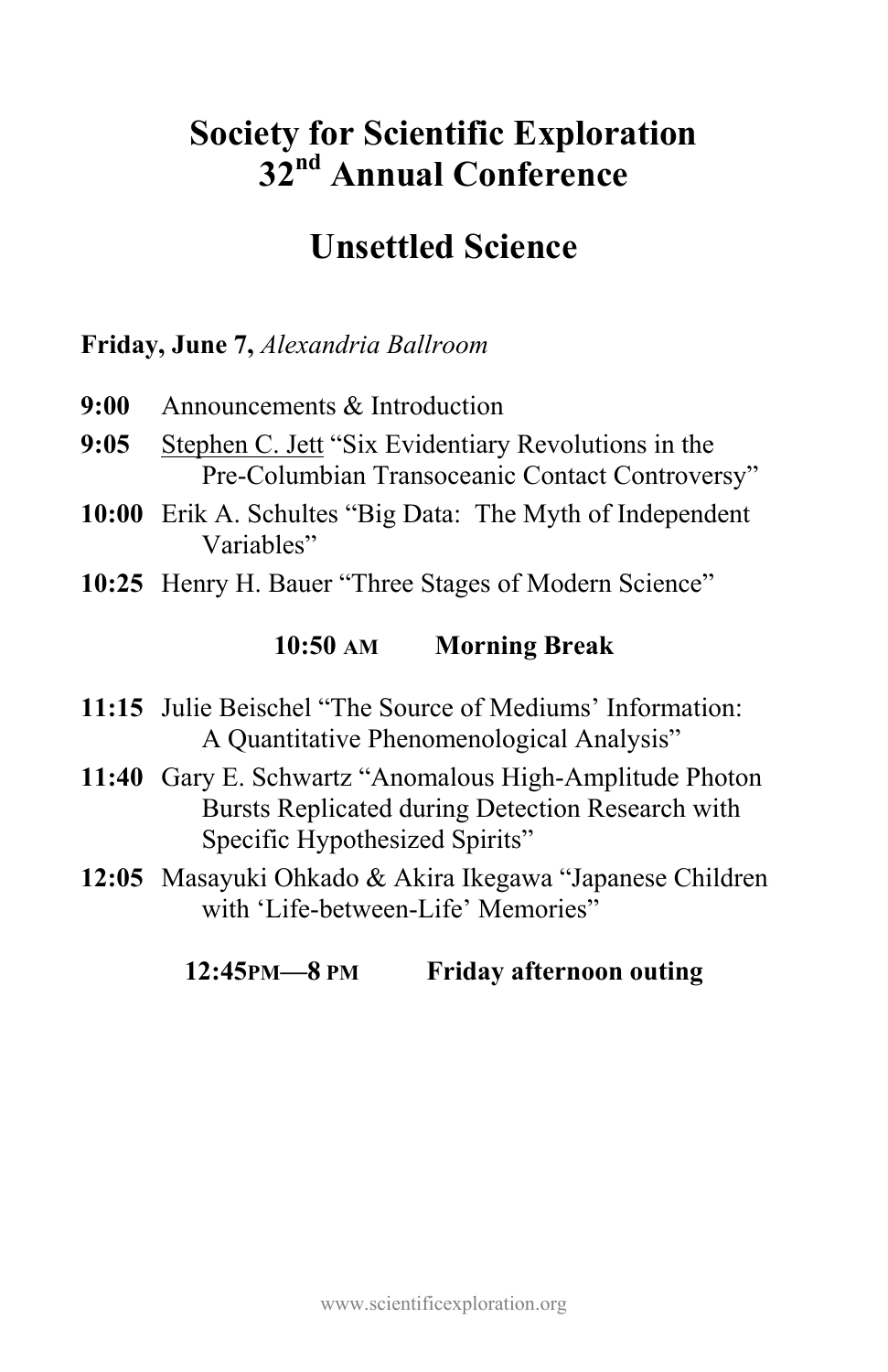# Society for Scientific Exploration 32nd Annual Conference

# Unsettled Science

**Friday, June 7,** *Alexandria Ballroom*

**9:00** Announcements & Introduction

**9:05** Stephen C. Jett "Six Evidentiary Revolutions in the Pre-Columbian Transoceanic Contact Controversy"

**10:00** Erik A. Schultes "Big Data: The Myth of Independent Variables"

**10:25** Henry H. Bauer "Three Stages of Modern Science"

**10:50 AM** **Morning Break**

**11:15** Julie Beischel "The Source of Mediums' Information: A Quantitative Phenomenological Analysis"

**11:40** Gary E. Schwartz "Anomalous High-Amplitude Photon Bursts Replicated during Detection Research with Specific Hypothesized Spirits"

**12:05** Masayuki Ohkado & Akira Ikegawa "Japanese Children with 'Life-between-Life' Memories"

**12:45PM—8 PM** **Friday afternoon outing**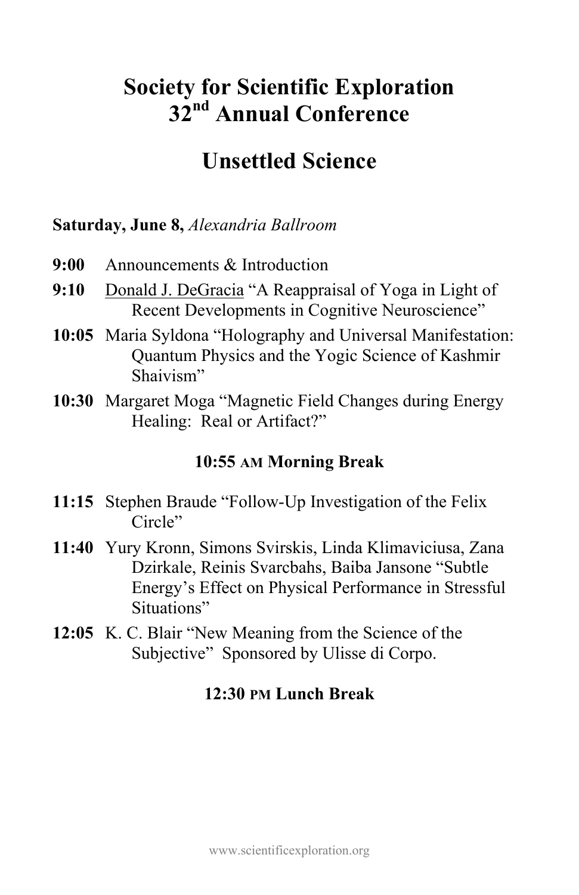# Society for Scientific Exploration 32nd Annual Conference

# Unsettled Science

**Saturday, June 8,** *Alexandria Ballroom*

**9:00** Announcements & Introduction

**9:10** Donald J. DeGracia "A Reappraisal of Yoga in Light of Recent Developments in Cognitive Neuroscience"

**10:05** Maria Syldona "Holography and Universal Manifestation: Quantum Physics and the Yogic Science of Kashmir Shaivism"

**10:30** Margaret Moga "Magnetic Field Changes during Energy Healing: Real or Artifact?"

**10:55 AM Morning Break**

**11:15** Stephen Braude "Follow-Up Investigation of the Felix Circle"

**11:40** Yury Kronn, Simons Svirskis, Linda Klimaviciusa, Zana Dzirkale, Reinis Svarcbahs, Baiba Jansone "Subtle Energy's Effect on Physical Performance in Stressful Situations"

**12:05** K. C. Blair "New Meaning from the Science of the Subjective" Sponsored by Ulisse di Corpo.

**12:30 PM Lunch Break**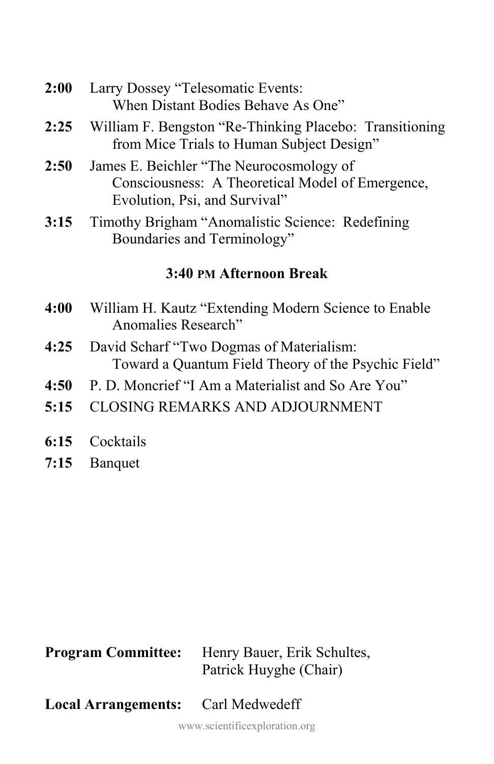**2:00** Larry Dossey "Telesomatic Events: When Distant Bodies Behave As One"

**2:25** William F. Bengston "Re-Thinking Placebo: Transitioning from Mice Trials to Human Subject Design"

**2:50** James E. Beichler "The Neurocosmology of Consciousness: A Theoretical Model of Emergence, Evolution, Psi, and Survival"

**3:15** Timothy Brigham "Anomalistic Science: Redefining Boundaries and Terminology"

**3:40 PM Afternoon Break**

**4:00** William H. Kautz "Extending Modern Science to Enable Anomalies Research"

**4:25** David Scharf "Two Dogmas of Materialism: Toward a Quantum Field Theory of the Psychic Field"

**4:50** P. D. Moncrief "I Am a Materialist and So Are You"

**5:15** CLOSING REMARKS AND ADJOURNMENT

**6:15** Cocktails

**7:15** Banquet

**Program Committee:** Henry Bauer, Erik Schultes, Patrick Huyghe (Chair)

**Local Arrangements:** Carl Medwedeff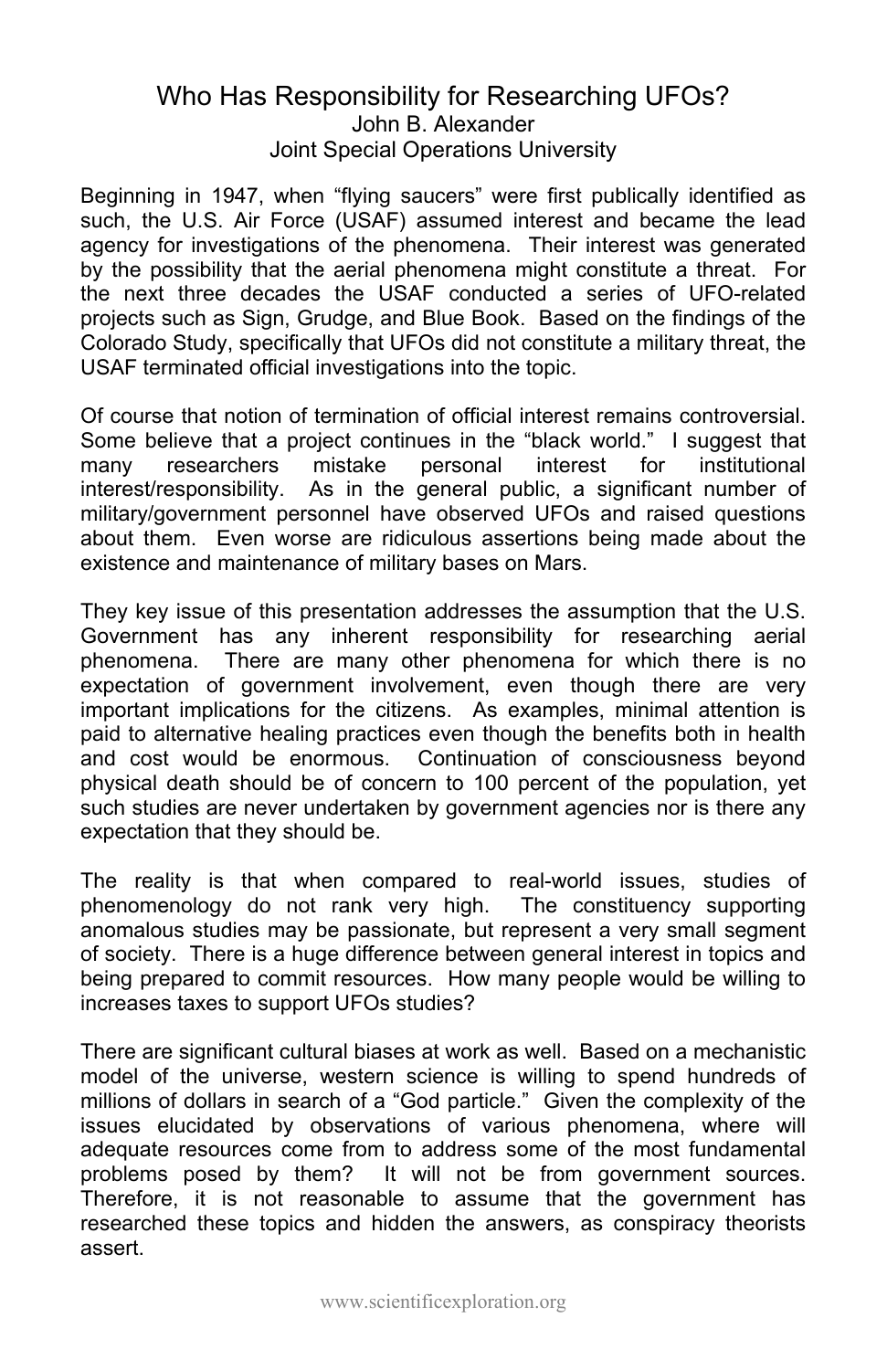# Who Has Responsibility for Researching UFOs?

John B. Alexander
Joint Special Operations University

Beginning in 1947, when "flying saucers" were first publically identified as such, the U.S. Air Force (USAF) assumed interest and became the lead agency for investigations of the phenomena. Their interest was generated by the possibility that the aerial phenomena might constitute a threat. For the next three decades the USAF conducted a series of UFO-related projects such as Sign, Grudge, and Blue Book. Based on the findings of the Colorado Study, specifically that UFOs did not constitute a military threat, the USAF terminated official investigations into the topic.

Of course that notion of termination of official interest remains controversial. Some believe that a project continues in the "black world." I suggest that many researchers mistake personal interest for institutional interest/responsibility. As in the general public, a significant number of military/government personnel have observed UFOs and raised questions about them. Even worse are ridiculous assertions being made about the existence and maintenance of military bases on Mars.

They key issue of this presentation addresses the assumption that the U.S. Government has any inherent responsibility for researching aerial phenomena. There are many other phenomena for which there is no expectation of government involvement, even though there are very important implications for the citizens. As examples, minimal attention is paid to alternative healing practices even though the benefits both in health and cost would be enormous. Continuation of consciousness beyond physical death should be of concern to 100 percent of the population, yet such studies are never undertaken by government agencies nor is there any expectation that they should be.

The reality is that when compared to real-world issues, studies of phenomenology do not rank very high. The constituency supporting anomalous studies may be passionate, but represent a very small segment of society. There is a huge difference between general interest in topics and being prepared to commit resources. How many people would be willing to increases taxes to support UFOs studies?

There are significant cultural biases at work as well. Based on a mechanistic model of the universe, western science is willing to spend hundreds of millions of dollars in search of a "God particle." Given the complexity of the issues elucidated by observations of various phenomena, where will adequate resources come from to address some of the most fundamental problems posed by them? It will not be from government sources. Therefore, it is not reasonable to assume that the government has researched these topics and hidden the answers, as conspiracy theorists assert.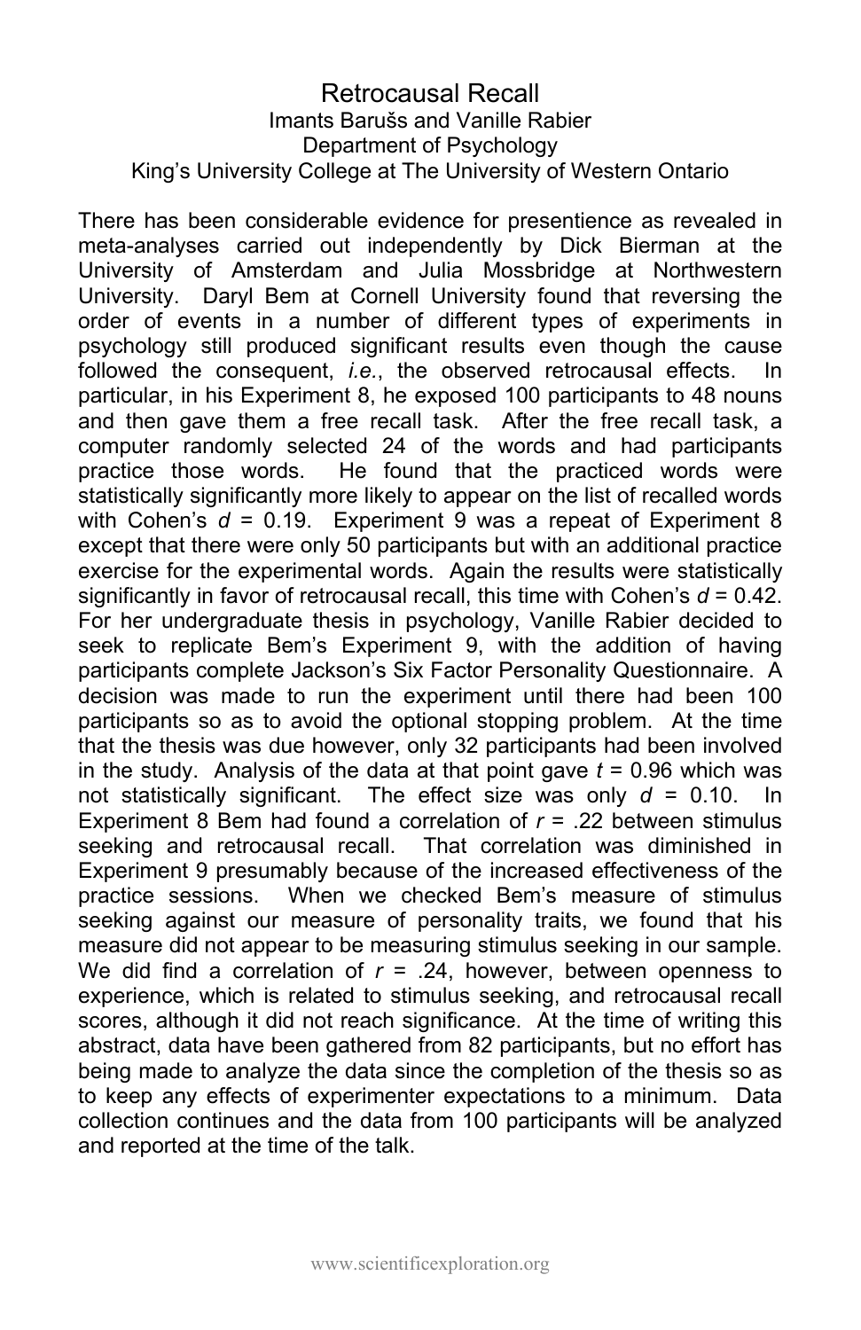# Retrocausal Recall

Imants Barušs and Vanille Rabier
Department of Psychology
King's University College at The University of Western Ontario

There has been considerable evidence for presentience as revealed in meta-analyses carried out independently by Dick Bierman at the University of Amsterdam and Julia Mossbridge at Northwestern University. Daryl Bem at Cornell University found that reversing the order of events in a number of different types of experiments in psychology still produced significant results even though the cause followed the consequent, *i.e.*, the observed retrocausal effects. In particular, in his Experiment 8, he exposed 100 participants to 48 nouns and then gave them a free recall task. After the free recall task, a computer randomly selected 24 of the words and had participants practice those words. He found that the practiced words were statistically significantly more likely to appear on the list of recalled words with Cohen's $d = 0.19$. Experiment 9 was a repeat of Experiment 8 except that there were only 50 participants but with an additional practice exercise for the experimental words. Again the results were statistically significantly in favor of retrocausal recall, this time with Cohen's $d = 0.42$. For her undergraduate thesis in psychology, Vanille Rabier decided to seek to replicate Bem's Experiment 9, with the addition of having participants complete Jackson's Six Factor Personality Questionnaire. A decision was made to run the experiment until there had been 100 participants so as to avoid the optional stopping problem. At the time that the thesis was due however, only 32 participants had been involved in the study. Analysis of the data at that point gave $t = 0.96$ which was not statistically significant. The effect size was only $d = 0.10$. In Experiment 8 Bem had found a correlation of $r = .22$ between stimulus seeking and retrocausal recall. That correlation was diminished in Experiment 9 presumably because of the increased effectiveness of the practice sessions. When we checked Bem's measure of stimulus seeking against our measure of personality traits, we found that his measure did not appear to be measuring stimulus seeking in our sample. We did find a correlation of $r = .24$, however, between openness to experience, which is related to stimulus seeking, and retrocausal recall scores, although it did not reach significance. At the time of writing this abstract, data have been gathered from 82 participants, but no effort has being made to analyze the data since the completion of the thesis so as to keep any effects of experimenter expectations to a minimum. Data collection continues and the data from 100 participants will be analyzed and reported at the time of the talk.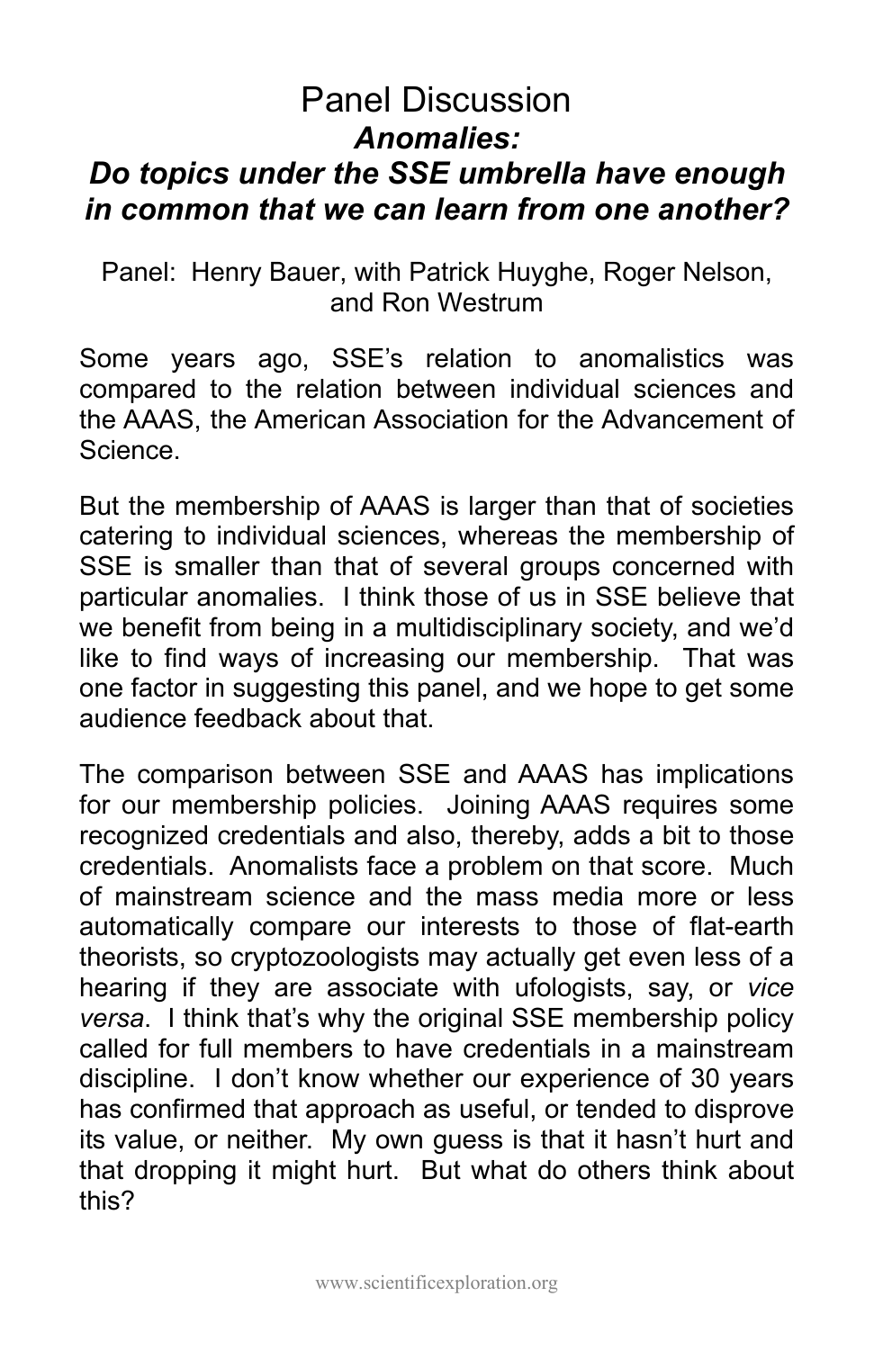# Panel Discussion

## *Anomalies: Do topics under the SSE umbrella have enough in common that we can learn from one another?*

Panel: Henry Bauer, with Patrick Huyghe, Roger Nelson, and Ron Westrum

Some years ago, SSE's relation to anomalistics was compared to the relation between individual sciences and the AAAS, the American Association for the Advancement of Science.

But the membership of AAAS is larger than that of societies catering to individual sciences, whereas the membership of SSE is smaller than that of several groups concerned with particular anomalies. I think those of us in SSE believe that we benefit from being in a multidisciplinary society, and we'd like to find ways of increasing our membership. That was one factor in suggesting this panel, and we hope to get some audience feedback about that.

The comparison between SSE and AAAS has implications for our membership policies. Joining AAAS requires some recognized credentials and also, thereby, adds a bit to those credentials. Anomalists face a problem on that score. Much of mainstream science and the mass media more or less automatically compare our interests to those of flat-earth theorists, so cryptozoologists may actually get even less of a hearing if they are associate with ufologists, say, or *vice versa*. I think that's why the original SSE membership policy called for full members to have credentials in a mainstream discipline. I don't know whether our experience of 30 years has confirmed that approach as useful, or tended to disprove its value, or neither. My own guess is that it hasn't hurt and that dropping it might hurt. But what do others think about this?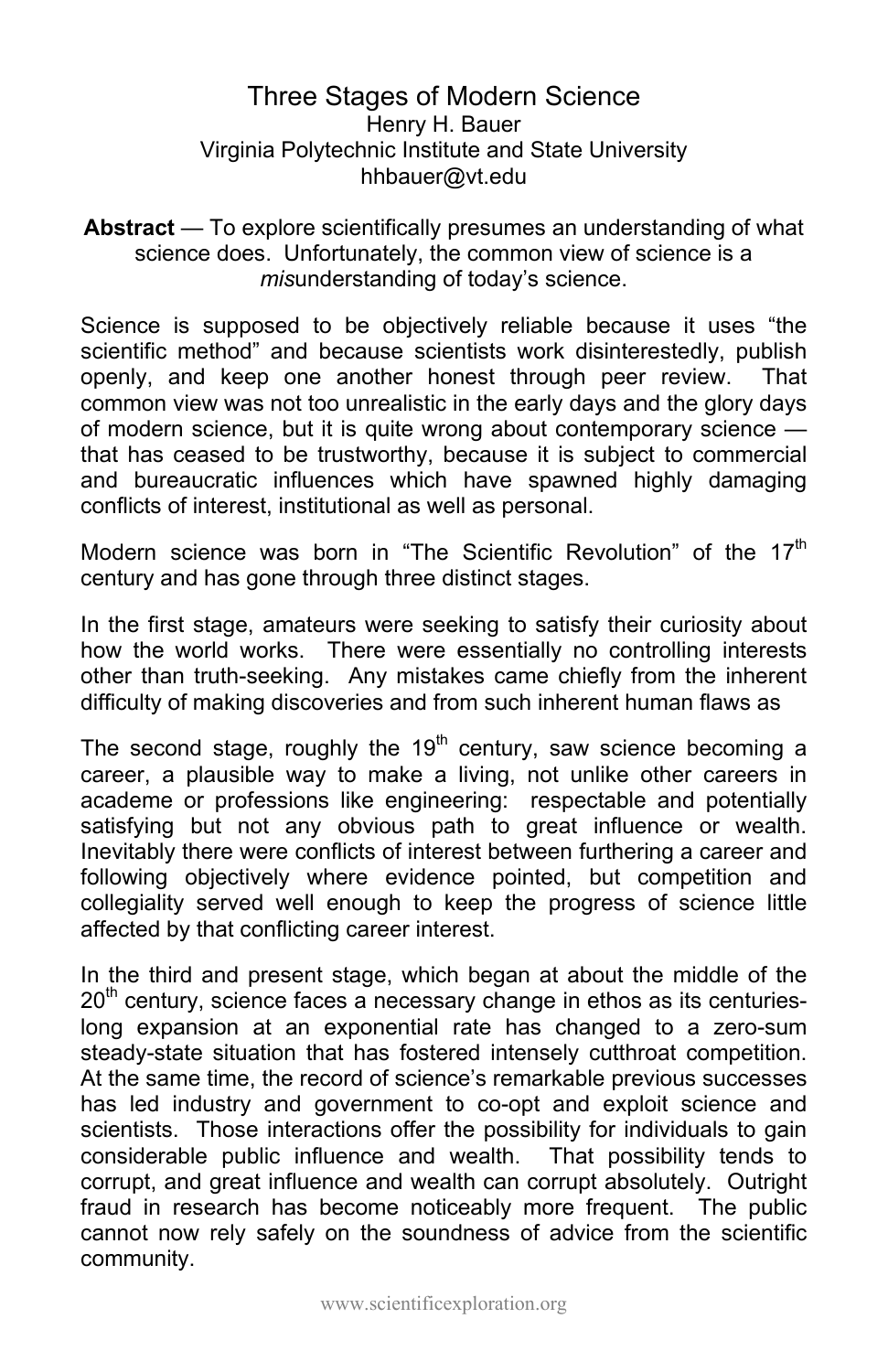# Three Stages of Modern Science

Henry H. Bauer
Virginia Polytechnic Institute and State University
hhbauer@vt.edu

**Abstract** — To explore scientifically presumes an understanding of what science does. Unfortunately, the common view of science is a *mis*understanding of today's science.

Science is supposed to be objectively reliable because it uses "the scientific method" and because scientists work disinterestedly, publish openly, and keep one another honest through peer review. That common view was not too unrealistic in the early days and the glory days of modern science, but it is quite wrong about contemporary science — that has ceased to be trustworthy, because it is subject to commercial and bureaucratic influences which have spawned highly damaging conflicts of interest, institutional as well as personal.

Modern science was born in "The Scientific Revolution" of the 17th century and has gone through three distinct stages.

In the first stage, amateurs were seeking to satisfy their curiosity about how the world works. There were essentially no controlling interests other than truth-seeking. Any mistakes came chiefly from the inherent difficulty of making discoveries and from such inherent human flaws as

The second stage, roughly the 19th century, saw science becoming a career, a plausible way to make a living, not unlike other careers in academe or professions like engineering: respectable and potentially satisfying but not any obvious path to great influence or wealth. Inevitably there were conflicts of interest between furthering a career and following objectively where evidence pointed, but competition and collegiality served well enough to keep the progress of science little affected by that conflicting career interest.

In the third and present stage, which began at about the middle of the 20th century, science faces a necessary change in ethos as its centuries-long expansion at an exponential rate has changed to a zero-sum steady-state situation that has fostered intensely cutthroat competition. At the same time, the record of science's remarkable previous successes has led industry and government to co-opt and exploit science and scientists. Those interactions offer the possibility for individuals to gain considerable public influence and wealth. That possibility tends to corrupt, and great influence and wealth can corrupt absolutely. Outright fraud in research has become noticeably more frequent. The public cannot now rely safely on the soundness of advice from the scientific community.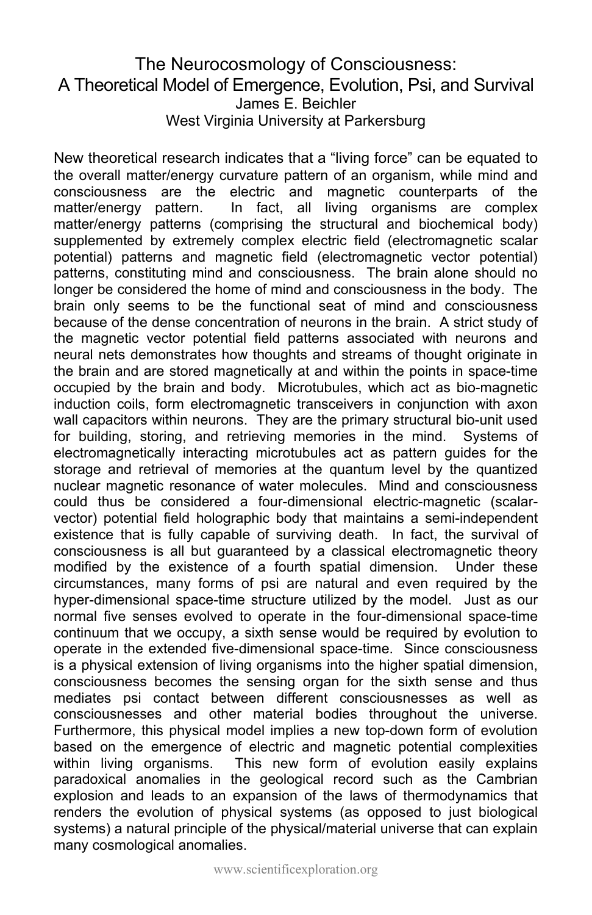# The Neurocosmology of Consciousness: A Theoretical Model of Emergence, Evolution, Psi, and Survival

James E. Beichler
West Virginia University at Parkersburg

New theoretical research indicates that a “living force” can be equated to the overall matter/energy curvature pattern of an organism, while mind and consciousness are the electric and magnetic counterparts of the matter/energy pattern. In fact, all living organisms are complex matter/energy patterns (comprising the structural and biochemical body) supplemented by extremely complex electric field (electromagnetic scalar potential) patterns and magnetic field (electromagnetic vector potential) patterns, constituting mind and consciousness. The brain alone should no longer be considered the home of mind and consciousness in the body. The brain only seems to be the functional seat of mind and consciousness because of the dense concentration of neurons in the brain. A strict study of the magnetic vector potential field patterns associated with neurons and neural nets demonstrates how thoughts and streams of thought originate in the brain and are stored magnetically at and within the points in space-time occupied by the brain and body. Microtubules, which act as bio-magnetic induction coils, form electromagnetic transceivers in conjunction with axon wall capacitors within neurons. They are the primary structural bio-unit used for building, storing, and retrieving memories in the mind. Systems of electromagnetically interacting microtubules act as pattern guides for the storage and retrieval of memories at the quantum level by the quantized nuclear magnetic resonance of water molecules. Mind and consciousness could thus be considered a four-dimensional electric-magnetic (scalar-vector) potential field holographic body that maintains a semi-independent existence that is fully capable of surviving death. In fact, the survival of consciousness is all but guaranteed by a classical electromagnetic theory modified by the existence of a fourth spatial dimension. Under these circumstances, many forms of psi are natural and even required by the hyper-dimensional space-time structure utilized by the model. Just as our normal five senses evolved to operate in the four-dimensional space-time continuum that we occupy, a sixth sense would be required by evolution to operate in the extended five-dimensional space-time. Since consciousness is a physical extension of living organisms into the higher spatial dimension, consciousness becomes the sensing organ for the sixth sense and thus mediates psi contact between different consciousnesses as well as consciousnesses and other material bodies throughout the universe. Furthermore, this physical model implies a new top-down form of evolution based on the emergence of electric and magnetic potential complexities within living organisms. This new form of evolution easily explains paradoxical anomalies in the geological record such as the Cambrian explosion and leads to an expansion of the laws of thermodynamics that renders the evolution of physical systems (as opposed to just biological systems) a natural principle of the physical/material universe that can explain many cosmological anomalies.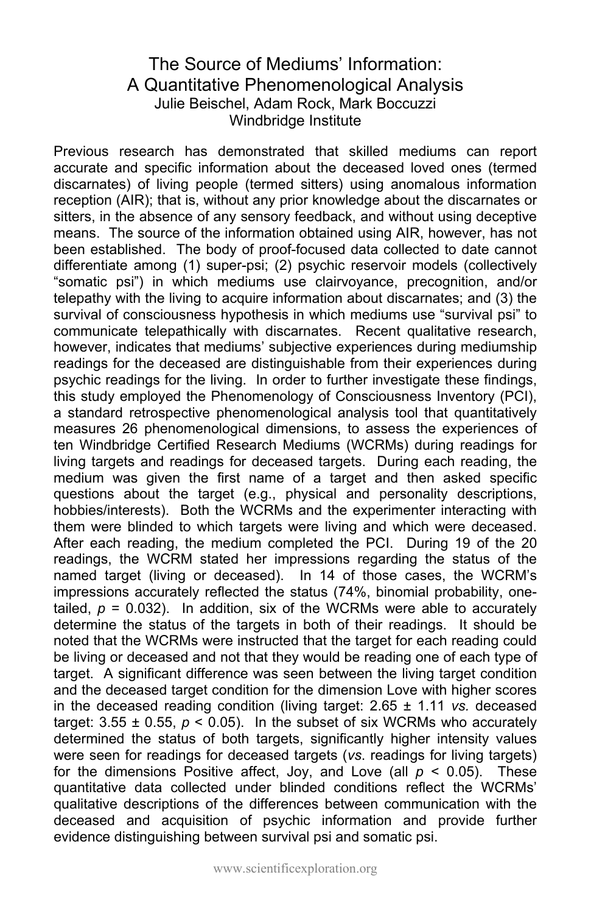# The Source of Mediums' Information: A Quantitative Phenomenological Analysis

Julie Beischel, Adam Rock, Mark Boccuzzi

Windbridge Institute

Previous research has demonstrated that skilled mediums can report accurate and specific information about the deceased loved ones (termed discarnates) of living people (termed sitters) using anomalous information reception (AIR); that is, without any prior knowledge about the discarnates or sitters, in the absence of any sensory feedback, and without using deceptive means. The source of the information obtained using AIR, however, has not been established. The body of proof-focused data collected to date cannot differentiate among (1) super-psi; (2) psychic reservoir models (collectively "somatic psi") in which mediums use clairvoyance, precognition, and/or telepathy with the living to acquire information about discarnates; and (3) the survival of consciousness hypothesis in which mediums use "survival psi" to communicate telepathically with discarnates. Recent qualitative research, however, indicates that mediums' subjective experiences during mediumship readings for the deceased are distinguishable from their experiences during psychic readings for the living. In order to further investigate these findings, this study employed the Phenomenology of Consciousness Inventory (PCI), a standard retrospective phenomenological analysis tool that quantitatively measures 26 phenomenological dimensions, to assess the experiences of ten Windbridge Certified Research Mediums (WCRMs) during readings for living targets and readings for deceased targets. During each reading, the medium was given the first name of a target and then asked specific questions about the target (e.g., physical and personality descriptions, hobbies/interests). Both the WCRMs and the experimenter interacting with them were blinded to which targets were living and which were deceased. After each reading, the medium completed the PCI. During 19 of the 20 readings, the WCRM stated her impressions regarding the status of the named target (living or deceased). In 14 of those cases, the WCRM's impressions accurately reflected the status (74%, binomial probability, one-tailed, $p = 0.032$). In addition, six of the WCRMs were able to accurately determine the status of the targets in both of their readings. It should be noted that the WCRMs were instructed that the target for each reading could be living or deceased and not that they would be reading one of each type of target. A significant difference was seen between the living target condition and the deceased target condition for the dimension Love with higher scores in the deceased reading condition (living target: $2.65 \pm 1.11$ *vs.* deceased target: $3.55 \pm 0.55$, $p < 0.05$). In the subset of six WCRMs who accurately determined the status of both targets, significantly higher intensity values were seen for readings for deceased targets (*vs*. readings for living targets) for the dimensions Positive affect, Joy, and Love (all $p < 0.05$). These quantitative data collected under blinded conditions reflect the WCRMs' qualitative descriptions of the differences between communication with the deceased and acquisition of psychic information and provide further evidence distinguishing between survival psi and somatic psi.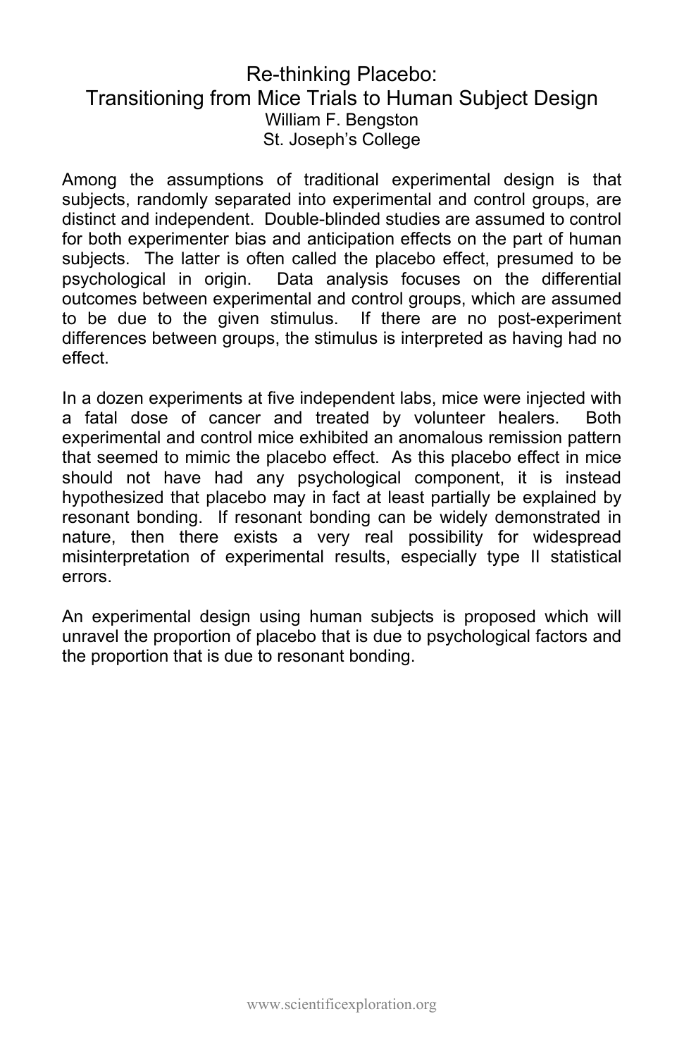# Re-thinking Placebo:
## Transitioning from Mice Trials to Human Subject Design

William F. Bengston
St. Joseph's College

Among the assumptions of traditional experimental design is that subjects, randomly separated into experimental and control groups, are distinct and independent. Double-blinded studies are assumed to control for both experimenter bias and anticipation effects on the part of human subjects. The latter is often called the placebo effect, presumed to be psychological in origin. Data analysis focuses on the differential outcomes between experimental and control groups, which are assumed to be due to the given stimulus. If there are no post-experiment differences between groups, the stimulus is interpreted as having had no effect.

In a dozen experiments at five independent labs, mice were injected with a fatal dose of cancer and treated by volunteer healers. Both experimental and control mice exhibited an anomalous remission pattern that seemed to mimic the placebo effect. As this placebo effect in mice should not have had any psychological component, it is instead hypothesized that placebo may in fact at least partially be explained by resonant bonding. If resonant bonding can be widely demonstrated in nature, then there exists a very real possibility for widespread misinterpretation of experimental results, especially type II statistical errors.

An experimental design using human subjects is proposed which will unravel the proportion of placebo that is due to psychological factors and the proportion that is due to resonant bonding.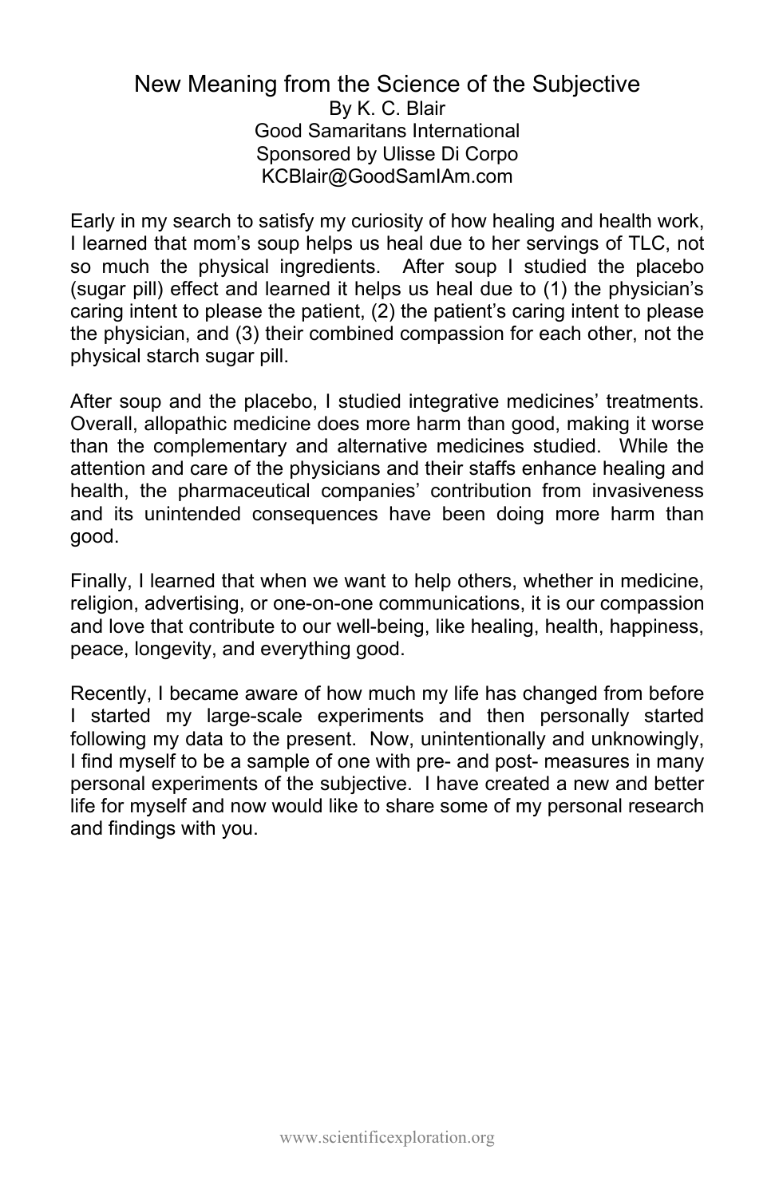# New Meaning from the Science of the Subjective

By K. C. Blair
Good Samaritans International
Sponsored by Ulisse Di Corpo
KCBlair@GoodSamIAm.com

Early in my search to satisfy my curiosity of how healing and health work, I learned that mom's soup helps us heal due to her servings of TLC, not so much the physical ingredients. After soup I studied the placebo (sugar pill) effect and learned it helps us heal due to (1) the physician's caring intent to please the patient, (2) the patient's caring intent to please the physician, and (3) their combined compassion for each other, not the physical starch sugar pill.

After soup and the placebo, I studied integrative medicines' treatments. Overall, allopathic medicine does more harm than good, making it worse than the complementary and alternative medicines studied. While the attention and care of the physicians and their staffs enhance healing and health, the pharmaceutical companies' contribution from invasiveness and its unintended consequences have been doing more harm than good.

Finally, I learned that when we want to help others, whether in medicine, religion, advertising, or one-on-one communications, it is our compassion and love that contribute to our well-being, like healing, health, happiness, peace, longevity, and everything good.

Recently, I became aware of how much my life has changed from before I started my large-scale experiments and then personally started following my data to the present. Now, unintentionally and unknowingly, I find myself to be a sample of one with pre- and post- measures in many personal experiments of the subjective. I have created a new and better life for myself and now would like to share some of my personal research and findings with you.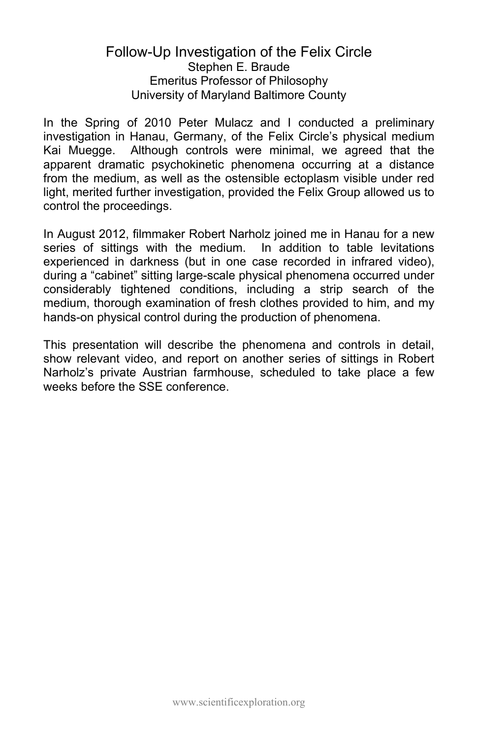## Follow-Up Investigation of the Felix Circle

Stephen E. Braude
Emeritus Professor of Philosophy
University of Maryland Baltimore County

In the Spring of 2010 Peter Mulacz and I conducted a preliminary investigation in Hanau, Germany, of the Felix Circle's physical medium Kai Muegge. Although controls were minimal, we agreed that the apparent dramatic psychokinetic phenomena occurring at a distance from the medium, as well as the ostensible ectoplasm visible under red light, merited further investigation, provided the Felix Group allowed us to control the proceedings.

In August 2012, filmmaker Robert Narholz joined me in Hanau for a new series of sittings with the medium. In addition to table levitations experienced in darkness (but in one case recorded in infrared video), during a "cabinet" sitting large-scale physical phenomena occurred under considerably tightened conditions, including a strip search of the medium, thorough examination of fresh clothes provided to him, and my hands-on physical control during the production of phenomena.

This presentation will describe the phenomena and controls in detail, show relevant video, and report on another series of sittings in Robert Narholz's private Austrian farmhouse, scheduled to take place a few weeks before the SSE conference.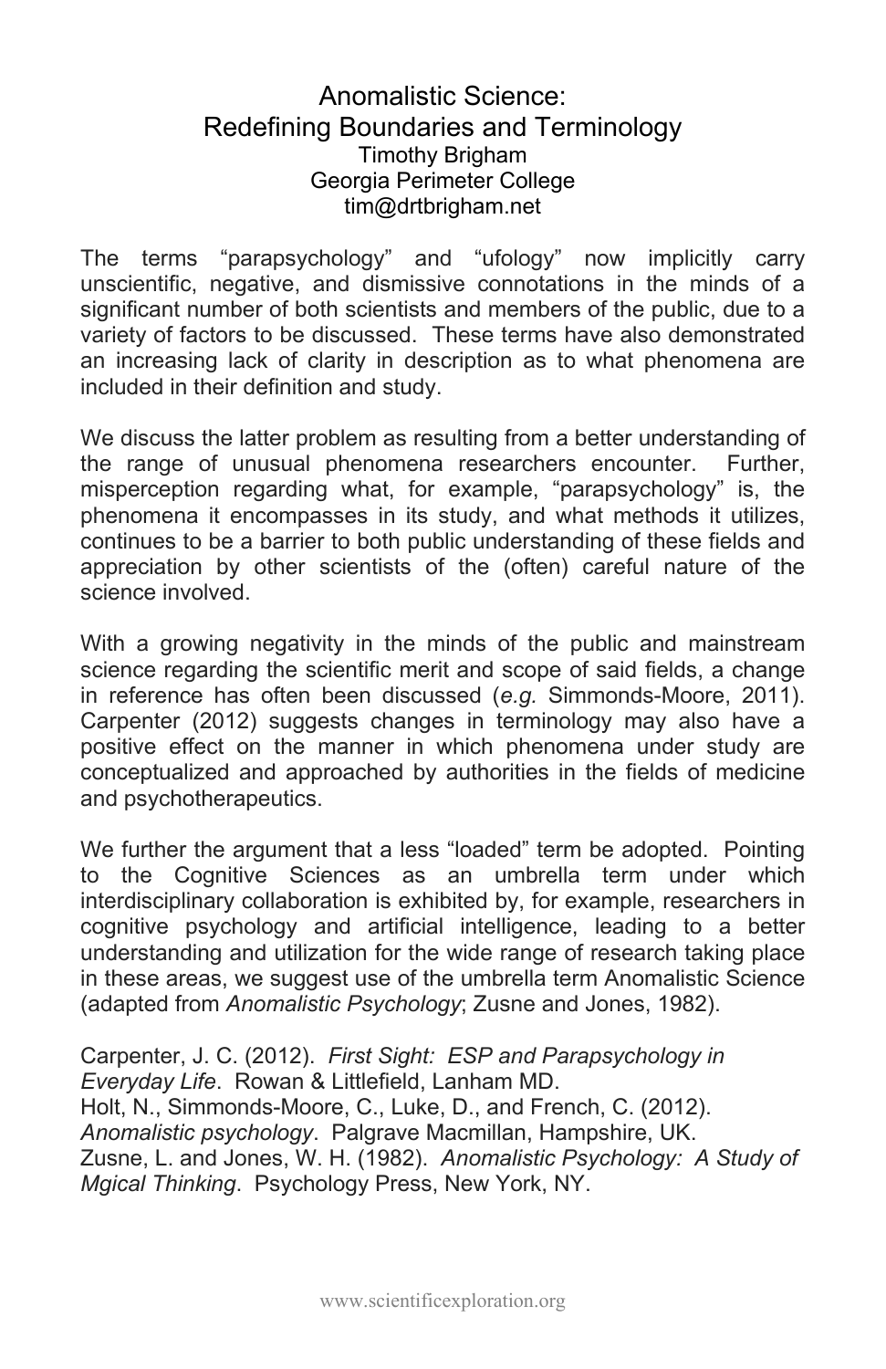# Anomalistic Science: Redefining Boundaries and Terminology

Timothy Brigham
Georgia Perimeter College
tim@drtbrigham.net

The terms "parapsychology" and "ufology" now implicitly carry unscientific, negative, and dismissive connotations in the minds of a significant number of both scientists and members of the public, due to a variety of factors to be discussed. These terms have also demonstrated an increasing lack of clarity in description as to what phenomena are included in their definition and study.

We discuss the latter problem as resulting from a better understanding of the range of unusual phenomena researchers encounter. Further, misperception regarding what, for example, "parapsychology" is, the phenomena it encompasses in its study, and what methods it utilizes, continues to be a barrier to both public understanding of these fields and appreciation by other scientists of the (often) careful nature of the science involved.

With a growing negativity in the minds of the public and mainstream science regarding the scientific merit and scope of said fields, a change in reference has often been discussed (*e.g.* Simmonds-Moore, 2011). Carpenter (2012) suggests changes in terminology may also have a positive effect on the manner in which phenomena under study are conceptualized and approached by authorities in the fields of medicine and psychotherapeutics.

We further the argument that a less "loaded" term be adopted. Pointing to the Cognitive Sciences as an umbrella term under which interdisciplinary collaboration is exhibited by, for example, researchers in cognitive psychology and artificial intelligence, leading to a better understanding and utilization for the wide range of research taking place in these areas, we suggest use of the umbrella term Anomalistic Science (adapted from *Anomalistic Psychology*; Zusne and Jones, 1982).

Carpenter, J. C. (2012). *First Sight: ESP and Parapsychology in Everyday Life*. Rowan & Littlefield, Lanham MD.
Holt, N., Simmonds-Moore, C., Luke, D., and French, C. (2012). *Anomalistic psychology*. Palgrave Macmillan, Hampshire, UK.
Zusne, L. and Jones, W. H. (1982). *Anomalistic Psychology: A Study of Mgical Thinking*. Psychology Press, New York, NY.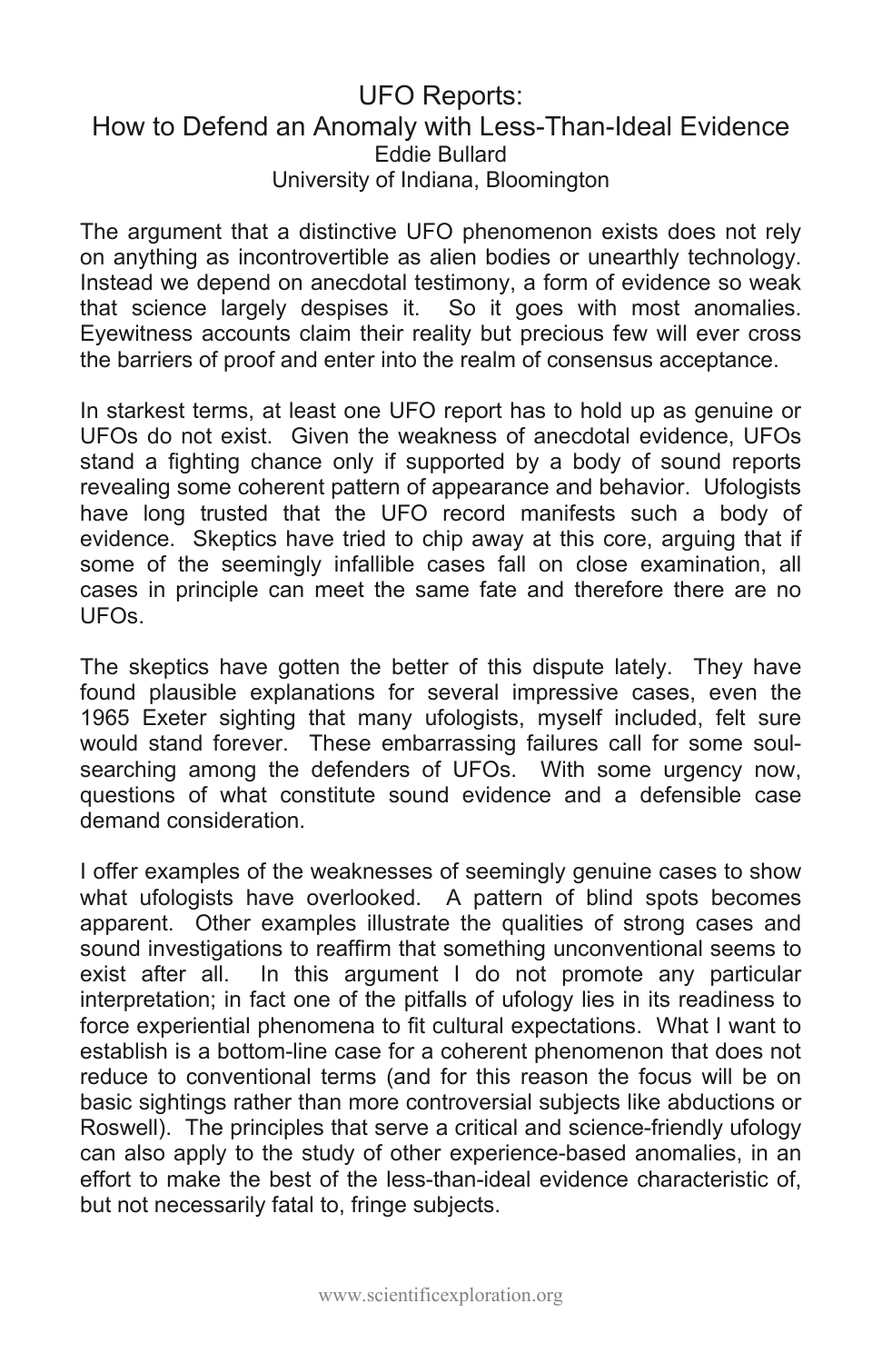# UFO Reports: How to Defend an Anomaly with Less-Than-Ideal Evidence

Eddie Bullard

University of Indiana, Bloomington

The argument that a distinctive UFO phenomenon exists does not rely on anything as incontrovertible as alien bodies or unearthly technology. Instead we depend on anecdotal testimony, a form of evidence so weak that science largely despises it. So it goes with most anomalies. Eyewitness accounts claim their reality but precious few will ever cross the barriers of proof and enter into the realm of consensus acceptance.

In starkest terms, at least one UFO report has to hold up as genuine or UFOs do not exist. Given the weakness of anecdotal evidence, UFOs stand a fighting chance only if supported by a body of sound reports revealing some coherent pattern of appearance and behavior. Ufologists have long trusted that the UFO record manifests such a body of evidence. Skeptics have tried to chip away at this core, arguing that if some of the seemingly infallible cases fall on close examination, all cases in principle can meet the same fate and therefore there are no UFOs.

The skeptics have gotten the better of this dispute lately. They have found plausible explanations for several impressive cases, even the 1965 Exeter sighting that many ufologists, myself included, felt sure would stand forever. These embarrassing failures call for some soul-searching among the defenders of UFOs. With some urgency now, questions of what constitute sound evidence and a defensible case demand consideration.

I offer examples of the weaknesses of seemingly genuine cases to show what ufologists have overlooked. A pattern of blind spots becomes apparent. Other examples illustrate the qualities of strong cases and sound investigations to reaffirm that something unconventional seems to exist after all. In this argument I do not promote any particular interpretation; in fact one of the pitfalls of ufology lies in its readiness to force experiential phenomena to fit cultural expectations. What I want to establish is a bottom-line case for a coherent phenomenon that does not reduce to conventional terms (and for this reason the focus will be on basic sightings rather than more controversial subjects like abductions or Roswell). The principles that serve a critical and science-friendly ufology can also apply to the study of other experience-based anomalies, in an effort to make the best of the less-than-ideal evidence characteristic of, but not necessarily fatal to, fringe subjects.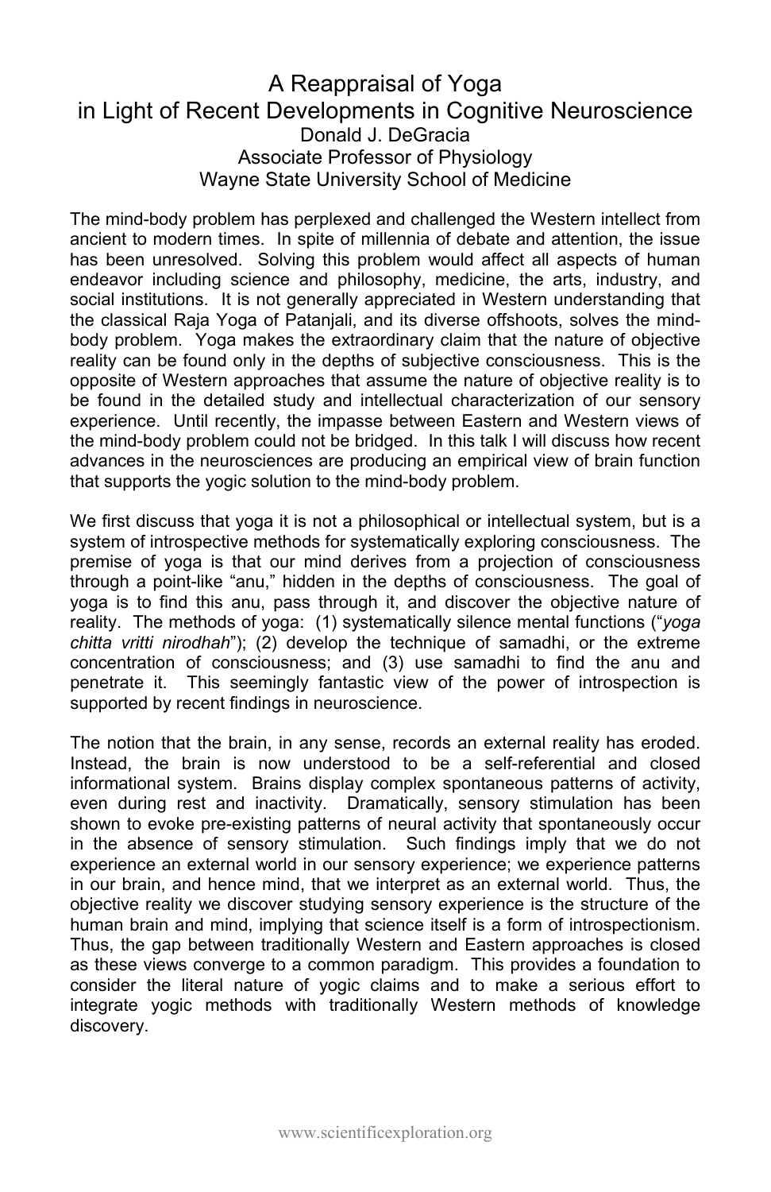# A Reappraisal of Yoga in Light of Recent Developments in Cognitive Neuroscience

Donald J. DeGracia
Associate Professor of Physiology
Wayne State University School of Medicine

The mind-body problem has perplexed and challenged the Western intellect from ancient to modern times. In spite of millennia of debate and attention, the issue has been unresolved. Solving this problem would affect all aspects of human endeavor including science and philosophy, medicine, the arts, industry, and social institutions. It is not generally appreciated in Western understanding that the classical Raja Yoga of Patanjali, and its diverse offshoots, solves the mind-body problem. Yoga makes the extraordinary claim that the nature of objective reality can be found only in the depths of subjective consciousness. This is the opposite of Western approaches that assume the nature of objective reality is to be found in the detailed study and intellectual characterization of our sensory experience. Until recently, the impasse between Eastern and Western views of the mind-body problem could not be bridged. In this talk I will discuss how recent advances in the neurosciences are producing an empirical view of brain function that supports the yogic solution to the mind-body problem.

We first discuss that yoga it is not a philosophical or intellectual system, but is a system of introspective methods for systematically exploring consciousness. The premise of yoga is that our mind derives from a projection of consciousness through a point-like "anu," hidden in the depths of consciousness. The goal of yoga is to find this anu, pass through it, and discover the objective nature of reality. The methods of yoga: (1) systematically silence mental functions ("*yoga chitta vritti nirodhah*"); (2) develop the technique of samadhi, or the extreme concentration of consciousness; and (3) use samadhi to find the anu and penetrate it. This seemingly fantastic view of the power of introspection is supported by recent findings in neuroscience.

The notion that the brain, in any sense, records an external reality has eroded. Instead, the brain is now understood to be a self-referential and closed informational system. Brains display complex spontaneous patterns of activity, even during rest and inactivity. Dramatically, sensory stimulation has been shown to evoke pre-existing patterns of neural activity that spontaneously occur in the absence of sensory stimulation. Such findings imply that we do not experience an external world in our sensory experience; we experience patterns in our brain, and hence mind, that we interpret as an external world. Thus, the objective reality we discover studying sensory experience is the structure of the human brain and mind, implying that science itself is a form of introspectionism. Thus, the gap between traditionally Western and Eastern approaches is closed as these views converge to a common paradigm. This provides a foundation to consider the literal nature of yogic claims and to make a serious effort to integrate yogic methods with traditionally Western methods of knowledge discovery.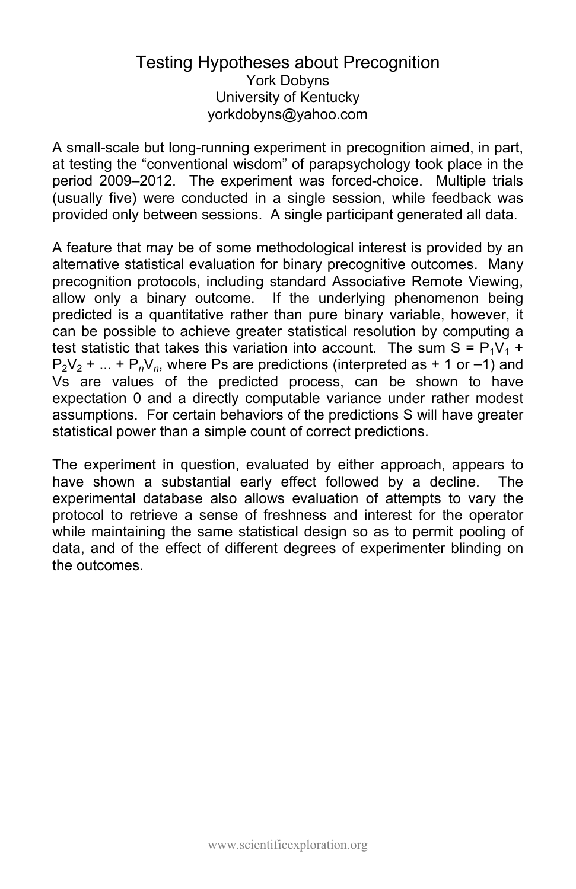# Testing Hypotheses about Precognition

York Dobyns
University of Kentucky
yorkdobyns@yahoo.com

A small-scale but long-running experiment in precognition aimed, in part, at testing the "conventional wisdom" of parapsychology took place in the period 2009–2012. The experiment was forced-choice. Multiple trials (usually five) were conducted in a single session, while feedback was provided only between sessions. A single participant generated all data.

A feature that may be of some methodological interest is provided by an alternative statistical evaluation for binary precognitive outcomes. Many precognition protocols, including standard Associative Remote Viewing, allow only a binary outcome. If the underlying phenomenon being predicted is a quantitative rather than pure binary variable, however, it can be possible to achieve greater statistical resolution by computing a test statistic that takes this variation into account. The sum $S = P_1V_1 + P_2V_2 + ... + P_nV_n$, where Ps are predictions (interpreted as + 1 or –1) and Vs are values of the predicted process, can be shown to have expectation 0 and a directly computable variance under rather modest assumptions. For certain behaviors of the predictions S will have greater statistical power than a simple count of correct predictions.

The experiment in question, evaluated by either approach, appears to have shown a substantial early effect followed by a decline. The experimental database also allows evaluation of attempts to vary the protocol to retrieve a sense of freshness and interest for the operator while maintaining the same statistical design so as to permit pooling of data, and of the effect of different degrees of experimenter blinding on the outcomes.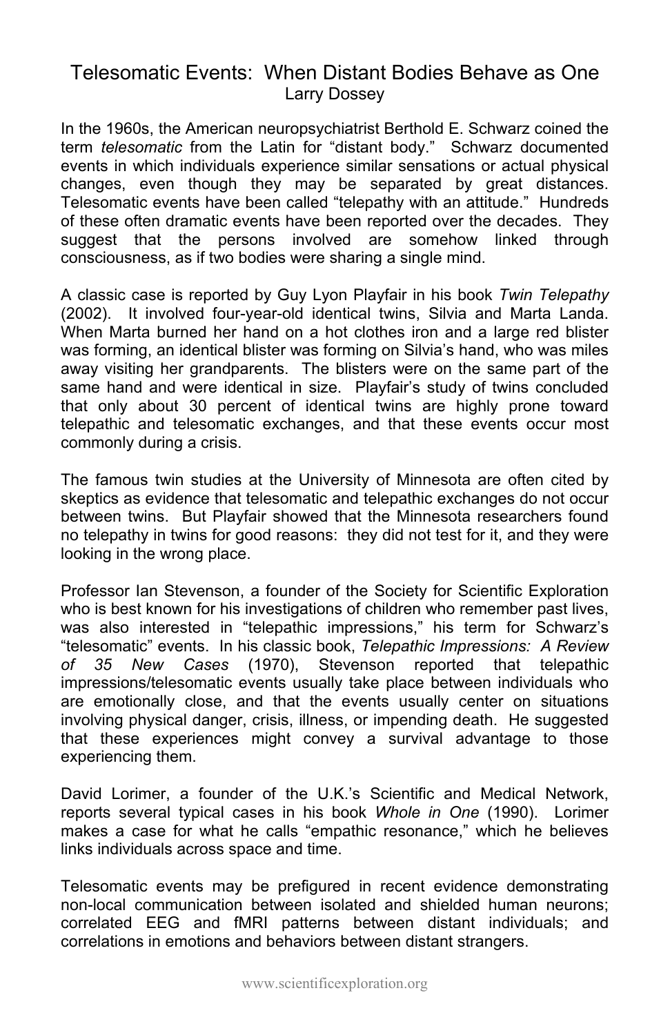# Telesomatic Events: When Distant Bodies Behave as One

Larry Dossey

In the 1960s, the American neuropsychiatrist Berthold E. Schwarz coined the term *telesomatic* from the Latin for "distant body." Schwarz documented events in which individuals experience similar sensations or actual physical changes, even though they may be separated by great distances. Telesomatic events have been called "telepathy with an attitude." Hundreds of these often dramatic events have been reported over the decades. They suggest that the persons involved are somehow linked through consciousness, as if two bodies were sharing a single mind.

A classic case is reported by Guy Lyon Playfair in his book *Twin Telepathy* (2002). It involved four-year-old identical twins, Silvia and Marta Landa. When Marta burned her hand on a hot clothes iron and a large red blister was forming, an identical blister was forming on Silvia's hand, who was miles away visiting her grandparents. The blisters were on the same part of the same hand and were identical in size. Playfair's study of twins concluded that only about 30 percent of identical twins are highly prone toward telepathic and telesomatic exchanges, and that these events occur most commonly during a crisis.

The famous twin studies at the University of Minnesota are often cited by skeptics as evidence that telesomatic and telepathic exchanges do not occur between twins. But Playfair showed that the Minnesota researchers found no telepathy in twins for good reasons: they did not test for it, and they were looking in the wrong place.

Professor Ian Stevenson, a founder of the Society for Scientific Exploration who is best known for his investigations of children who remember past lives, was also interested in "telepathic impressions," his term for Schwarz's "telesomatic" events. In his classic book, *Telepathic Impressions: A Review of 35 New Cases* (1970), Stevenson reported that telepathic impressions/telesomatic events usually take place between individuals who are emotionally close, and that the events usually center on situations involving physical danger, crisis, illness, or impending death. He suggested that these experiences might convey a survival advantage to those experiencing them.

David Lorimer, a founder of the U.K.'s Scientific and Medical Network, reports several typical cases in his book *Whole in One* (1990). Lorimer makes a case for what he calls "empathic resonance," which he believes links individuals across space and time.

Telesomatic events may be prefigured in recent evidence demonstrating non-local communication between isolated and shielded human neurons; correlated EEG and fMRI patterns between distant individuals; and correlations in emotions and behaviors between distant strangers.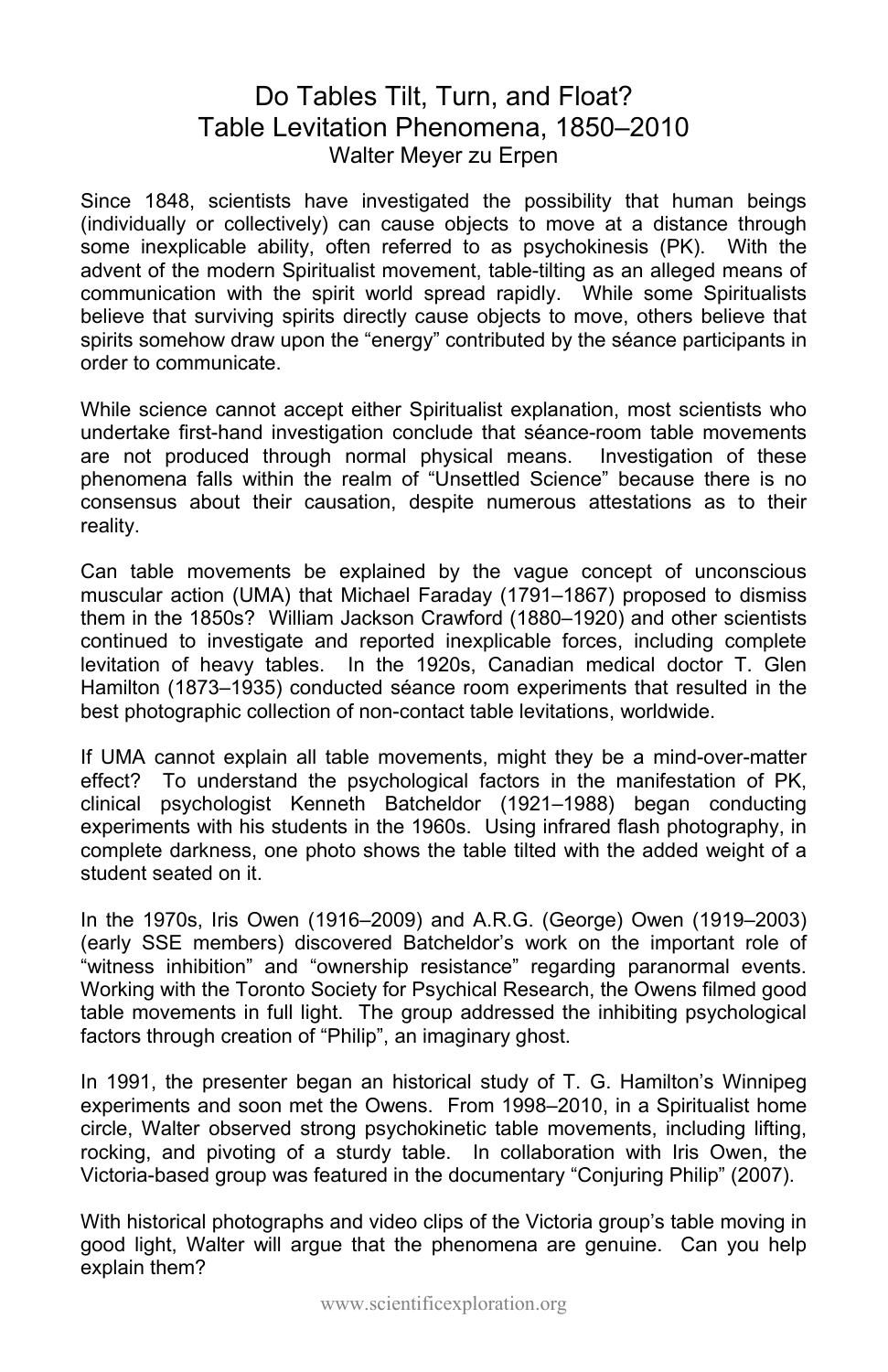# Do Tables Tilt, Turn, and Float?
## Table Levitation Phenomena, 1850–2010
### Walter Meyer zu Erpen

Since 1848, scientists have investigated the possibility that human beings (individually or collectively) can cause objects to move at a distance through some inexplicable ability, often referred to as psychokinesis (PK). With the advent of the modern Spiritualist movement, table-tilting as an alleged means of communication with the spirit world spread rapidly. While some Spiritualists believe that surviving spirits directly cause objects to move, others believe that spirits somehow draw upon the "energy" contributed by the séance participants in order to communicate.

While science cannot accept either Spiritualist explanation, most scientists who undertake first-hand investigation conclude that séance-room table movements are not produced through normal physical means. Investigation of these phenomena falls within the realm of "Unsettled Science" because there is no consensus about their causation, despite numerous attestations as to their reality.

Can table movements be explained by the vague concept of unconscious muscular action (UMA) that Michael Faraday (1791–1867) proposed to dismiss them in the 1850s? William Jackson Crawford (1880–1920) and other scientists continued to investigate and reported inexplicable forces, including complete levitation of heavy tables. In the 1920s, Canadian medical doctor T. Glen Hamilton (1873–1935) conducted séance room experiments that resulted in the best photographic collection of non-contact table levitations, worldwide.

If UMA cannot explain all table movements, might they be a mind-over-matter effect? To understand the psychological factors in the manifestation of PK, clinical psychologist Kenneth Batcheldor (1921–1988) began conducting experiments with his students in the 1960s. Using infrared flash photography, in complete darkness, one photo shows the table tilted with the added weight of a student seated on it.

In the 1970s, Iris Owen (1916–2009) and A.R.G. (George) Owen (1919–2003) (early SSE members) discovered Batcheldor's work on the important role of "witness inhibition" and "ownership resistance" regarding paranormal events. Working with the Toronto Society for Psychical Research, the Owens filmed good table movements in full light. The group addressed the inhibiting psychological factors through creation of "Philip", an imaginary ghost.

In 1991, the presenter began an historical study of T. G. Hamilton's Winnipeg experiments and soon met the Owens. From 1998–2010, in a Spiritualist home circle, Walter observed strong psychokinetic table movements, including lifting, rocking, and pivoting of a sturdy table. In collaboration with Iris Owen, the Victoria-based group was featured in the documentary "Conjuring Philip" (2007).

With historical photographs and video clips of the Victoria group's table moving in good light, Walter will argue that the phenomena are genuine. Can you help explain them?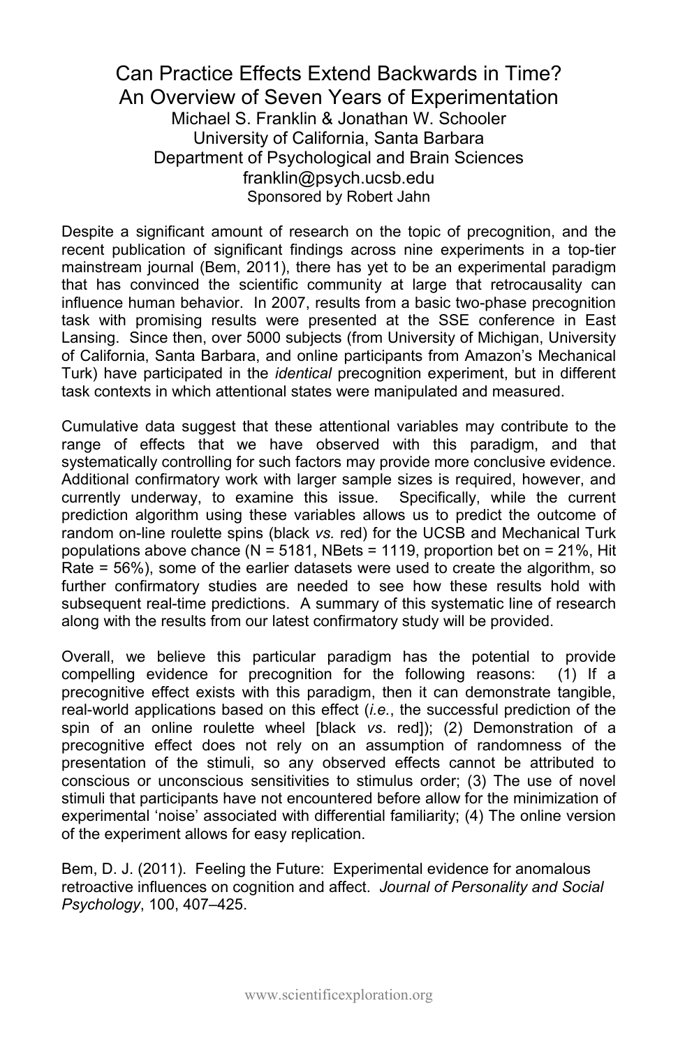# Can Practice Effects Extend Backwards in Time? An Overview of Seven Years of Experimentation

Michael S. Franklin & Jonathan W. Schooler
University of California, Santa Barbara
Department of Psychological and Brain Sciences
franklin@psych.ucsb.edu
Sponsored by Robert Jahn

Despite a significant amount of research on the topic of precognition, and the recent publication of significant findings across nine experiments in a top-tier mainstream journal (Bem, 2011), there has yet to be an experimental paradigm that has convinced the scientific community at large that retrocausality can influence human behavior. In 2007, results from a basic two-phase precognition task with promising results were presented at the SSE conference in East Lansing. Since then, over 5000 subjects (from University of Michigan, University of California, Santa Barbara, and online participants from Amazon's Mechanical Turk) have participated in the *identical* precognition experiment, but in different task contexts in which attentional states were manipulated and measured.

Cumulative data suggest that these attentional variables may contribute to the range of effects that we have observed with this paradigm, and that systematically controlling for such factors may provide more conclusive evidence. Additional confirmatory work with larger sample sizes is required, however, and currently underway, to examine this issue. Specifically, while the current prediction algorithm using these variables allows us to predict the outcome of random on-line roulette spins (black *vs.* red) for the UCSB and Mechanical Turk populations above chance (N = 5181, NBets = 1119, proportion bet on = 21%, Hit Rate = 56%), some of the earlier datasets were used to create the algorithm, so further confirmatory studies are needed to see how these results hold with subsequent real-time predictions. A summary of this systematic line of research along with the results from our latest confirmatory study will be provided.

Overall, we believe this particular paradigm has the potential to provide compelling evidence for precognition for the following reasons: (1) If a precognitive effect exists with this paradigm, then it can demonstrate tangible, real-world applications based on this effect (*i.e.*, the successful prediction of the spin of an online roulette wheel [black *vs*. red]); (2) Demonstration of a precognitive effect does not rely on an assumption of randomness of the presentation of the stimuli, so any observed effects cannot be attributed to conscious or unconscious sensitivities to stimulus order; (3) The use of novel stimuli that participants have not encountered before allow for the minimization of experimental 'noise' associated with differential familiarity; (4) The online version of the experiment allows for easy replication.

Bem, D. J. (2011). Feeling the Future: Experimental evidence for anomalous retroactive influences on cognition and affect. *Journal of Personality and Social Psychology*, 100, 407–425.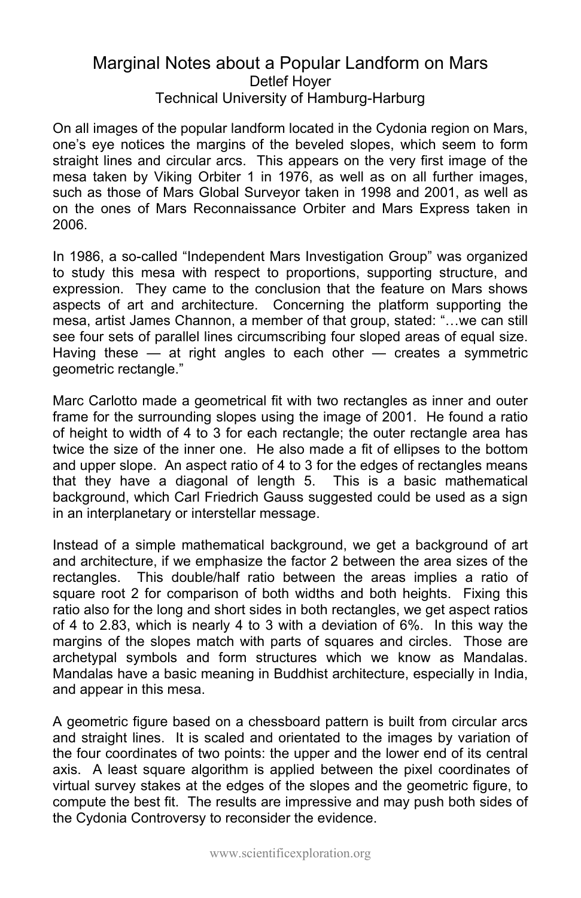# Marginal Notes about a Popular Landform on Mars

Detlef Hoyer

Technical University of Hamburg-Harburg

On all images of the popular landform located in the Cydonia region on Mars, one's eye notices the margins of the beveled slopes, which seem to form straight lines and circular arcs. This appears on the very first image of the mesa taken by Viking Orbiter 1 in 1976, as well as on all further images, such as those of Mars Global Surveyor taken in 1998 and 2001, as well as on the ones of Mars Reconnaissance Orbiter and Mars Express taken in 2006.

In 1986, a so-called "Independent Mars Investigation Group" was organized to study this mesa with respect to proportions, supporting structure, and expression. They came to the conclusion that the feature on Mars shows aspects of art and architecture. Concerning the platform supporting the mesa, artist James Channon, a member of that group, stated: "…we can still see four sets of parallel lines circumscribing four sloped areas of equal size. Having these — at right angles to each other — creates a symmetric geometric rectangle."

Marc Carlotto made a geometrical fit with two rectangles as inner and outer frame for the surrounding slopes using the image of 2001. He found a ratio of height to width of 4 to 3 for each rectangle; the outer rectangle area has twice the size of the inner one. He also made a fit of ellipses to the bottom and upper slope. An aspect ratio of 4 to 3 for the edges of rectangles means that they have a diagonal of length 5. This is a basic mathematical background, which Carl Friedrich Gauss suggested could be used as a sign in an interplanetary or interstellar message.

Instead of a simple mathematical background, we get a background of art and architecture, if we emphasize the factor 2 between the area sizes of the rectangles. This double/half ratio between the areas implies a ratio of square root 2 for comparison of both widths and both heights. Fixing this ratio also for the long and short sides in both rectangles, we get aspect ratios of 4 to 2.83, which is nearly 4 to 3 with a deviation of 6%. In this way the margins of the slopes match with parts of squares and circles. Those are archetypal symbols and form structures which we know as Mandalas. Mandalas have a basic meaning in Buddhist architecture, especially in India, and appear in this mesa.

A geometric figure based on a chessboard pattern is built from circular arcs and straight lines. It is scaled and orientated to the images by variation of the four coordinates of two points: the upper and the lower end of its central axis. A least square algorithm is applied between the pixel coordinates of virtual survey stakes at the edges of the slopes and the geometric figure, to compute the best fit. The results are impressive and may push both sides of the Cydonia Controversy to reconsider the evidence.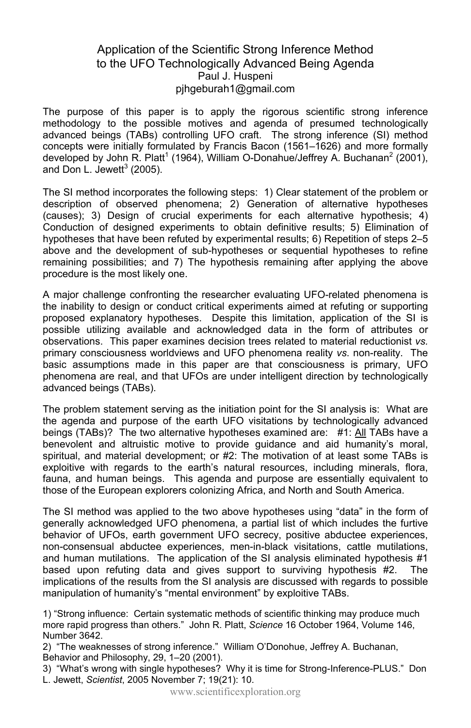# Application of the Scientific Strong Inference Method to the UFO Technologically Advanced Being Agenda

Paul J. Huspeni
pjhgeburah1@gmail.com

The purpose of this paper is to apply the rigorous scientific strong inference methodology to the possible motives and agenda of presumed technologically advanced beings (TABs) controlling UFO craft. The strong inference (SI) method concepts were initially formulated by Francis Bacon (1561–1626) and more formally developed by John R. Platt[1] (1964), William O-Donahue/Jeffrey A. Buchanan[2] (2001), and Don L. Jewett[3] (2005).

The SI method incorporates the following steps: 1) Clear statement of the problem or description of observed phenomena; 2) Generation of alternative hypotheses (causes); 3) Design of crucial experiments for each alternative hypothesis; 4) Conduction of designed experiments to obtain definitive results; 5) Elimination of hypotheses that have been refuted by experimental results; 6) Repetition of steps 2–5 above and the development of sub-hypotheses or sequential hypotheses to refine remaining possibilities; and 7) The hypothesis remaining after applying the above procedure is the most likely one.

A major challenge confronting the researcher evaluating UFO-related phenomena is the inability to design or conduct critical experiments aimed at refuting or supporting proposed explanatory hypotheses. Despite this limitation, application of the SI is possible utilizing available and acknowledged data in the form of attributes or observations. This paper examines decision trees related to material reductionist *vs.* primary consciousness worldviews and UFO phenomena reality *vs*. non-reality. The basic assumptions made in this paper are that consciousness is primary, UFO phenomena are real, and that UFOs are under intelligent direction by technologically advanced beings (TABs).

The problem statement serving as the initiation point for the SI analysis is: What are the agenda and purpose of the earth UFO visitations by technologically advanced beings (TABs)? The two alternative hypotheses examined are: #1: <u>All</u> TABs have a benevolent and altruistic motive to provide guidance and aid humanity's moral, spiritual, and material development; or #2: The motivation of at least some TABs is exploitive with regards to the earth's natural resources, including minerals, flora, fauna, and human beings. This agenda and purpose are essentially equivalent to those of the European explorers colonizing Africa, and North and South America.

The SI method was applied to the two above hypotheses using "data" in the form of generally acknowledged UFO phenomena, a partial list of which includes the furtive behavior of UFOs, earth government UFO secrecy, positive abductee experiences, non-consensual abductee experiences, men-in-black visitations, cattle mutilations, and human mutilations. The application of the SI analysis eliminated hypothesis #1 based upon refuting data and gives support to surviving hypothesis #2. The implications of the results from the SI analysis are discussed with regards to possible manipulation of humanity's "mental environment" by exploitive TABs.

1) "Strong influence: Certain systematic methods of scientific thinking may produce much more rapid progress than others." John R. Platt, *Science* 16 October 1964, Volume 146, Number 3642.
2) "The weaknesses of strong inference." William O'Donohue, Jeffrey A. Buchanan, Behavior and Philosophy, 29, 1–20 (2001).
3) "What's wrong with single hypotheses? Why it is time for Strong-Inference-PLUS." Don L. Jewett, *Scientist*, 2005 November 7; 19(21): 10.

www.scientificexploration.org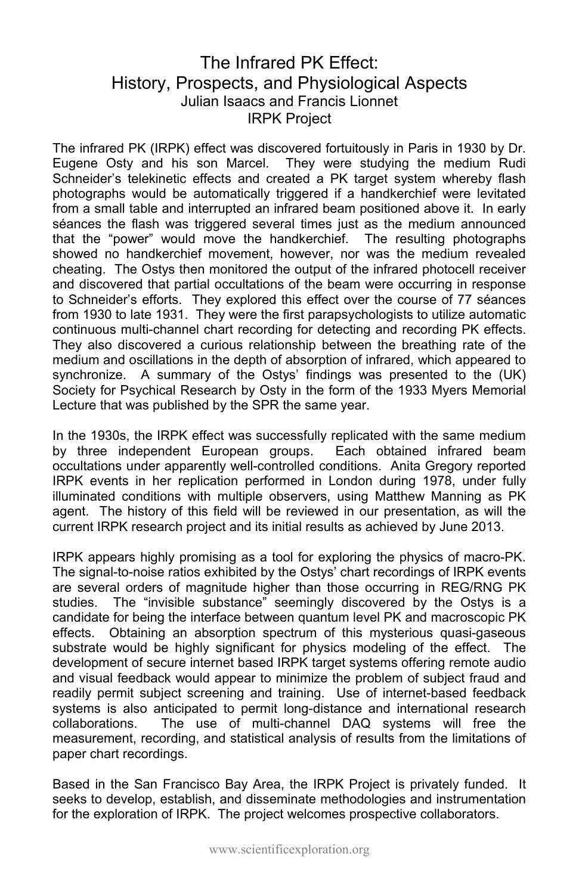# The Infrared PK Effect: History, Prospects, and Physiological Aspects

Julian Isaacs and Francis Lionnet

IRPK Project

The infrared PK (IRPK) effect was discovered fortuitously in Paris in 1930 by Dr. Eugene Osty and his son Marcel. They were studying the medium Rudi Schneider's telekinetic effects and created a PK target system whereby flash photographs would be automatically triggered if a handkerchief were levitated from a small table and interrupted an infrared beam positioned above it. In early séances the flash was triggered several times just as the medium announced that the "power" would move the handkerchief. The resulting photographs showed no handkerchief movement, however, nor was the medium revealed cheating. The Ostys then monitored the output of the infrared photocell receiver and discovered that partial occultations of the beam were occurring in response to Schneider's efforts. They explored this effect over the course of 77 séances from 1930 to late 1931. They were the first parapsychologists to utilize automatic continuous multi-channel chart recording for detecting and recording PK effects. They also discovered a curious relationship between the breathing rate of the medium and oscillations in the depth of absorption of infrared, which appeared to synchronize. A summary of the Ostys' findings was presented to the (UK) Society for Psychical Research by Osty in the form of the 1933 Myers Memorial Lecture that was published by the SPR the same year.

In the 1930s, the IRPK effect was successfully replicated with the same medium by three independent European groups. Each obtained infrared beam occultations under apparently well-controlled conditions. Anita Gregory reported IRPK events in her replication performed in London during 1978, under fully illuminated conditions with multiple observers, using Matthew Manning as PK agent. The history of this field will be reviewed in our presentation, as will the current IRPK research project and its initial results as achieved by June 2013.

IRPK appears highly promising as a tool for exploring the physics of macro-PK. The signal-to-noise ratios exhibited by the Ostys' chart recordings of IRPK events are several orders of magnitude higher than those occurring in REG/RNG PK studies. The "invisible substance" seemingly discovered by the Ostys is a candidate for being the interface between quantum level PK and macroscopic PK effects. Obtaining an absorption spectrum of this mysterious quasi-gaseous substrate would be highly significant for physics modeling of the effect. The development of secure internet based IRPK target systems offering remote audio and visual feedback would appear to minimize the problem of subject fraud and readily permit subject screening and training. Use of internet-based feedback systems is also anticipated to permit long-distance and international research collaborations. The use of multi-channel DAQ systems will free the measurement, recording, and statistical analysis of results from the limitations of paper chart recordings.

Based in the San Francisco Bay Area, the IRPK Project is privately funded. It seeks to develop, establish, and disseminate methodologies and instrumentation for the exploration of IRPK. The project welcomes prospective collaborators.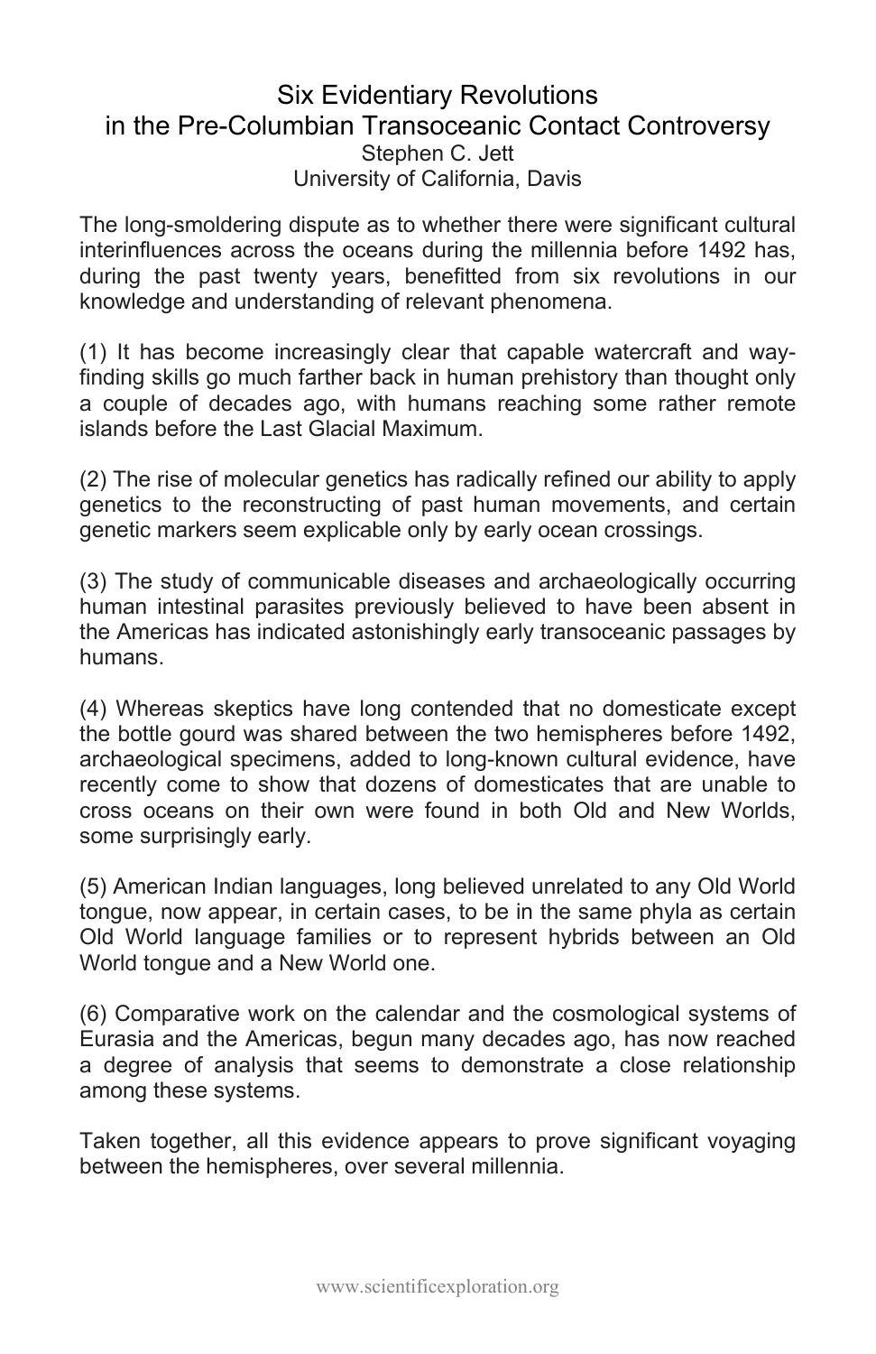# Six Evidentiary Revolutions in the Pre-Columbian Transoceanic Contact Controversy

Stephen C. Jett
University of California, Davis

The long-smoldering dispute as to whether there were significant cultural interinfluences across the oceans during the millennia before 1492 has, during the past twenty years, benefitted from six revolutions in our knowledge and understanding of relevant phenomena.

(1) It has become increasingly clear that capable watercraft and way-finding skills go much farther back in human prehistory than thought only a couple of decades ago, with humans reaching some rather remote islands before the Last Glacial Maximum.

(2) The rise of molecular genetics has radically refined our ability to apply genetics to the reconstructing of past human movements, and certain genetic markers seem explicable only by early ocean crossings.

(3) The study of communicable diseases and archaeologically occurring human intestinal parasites previously believed to have been absent in the Americas has indicated astonishingly early transoceanic passages by humans.

(4) Whereas skeptics have long contended that no domesticate except the bottle gourd was shared between the two hemispheres before 1492, archaeological specimens, added to long-known cultural evidence, have recently come to show that dozens of domesticates that are unable to cross oceans on their own were found in both Old and New Worlds, some surprisingly early.

(5) American Indian languages, long believed unrelated to any Old World tongue, now appear, in certain cases, to be in the same phyla as certain Old World language families or to represent hybrids between an Old World tongue and a New World one.

(6) Comparative work on the calendar and the cosmological systems of Eurasia and the Americas, begun many decades ago, has now reached a degree of analysis that seems to demonstrate a close relationship among these systems.

Taken together, all this evidence appears to prove significant voyaging between the hemispheres, over several millennia.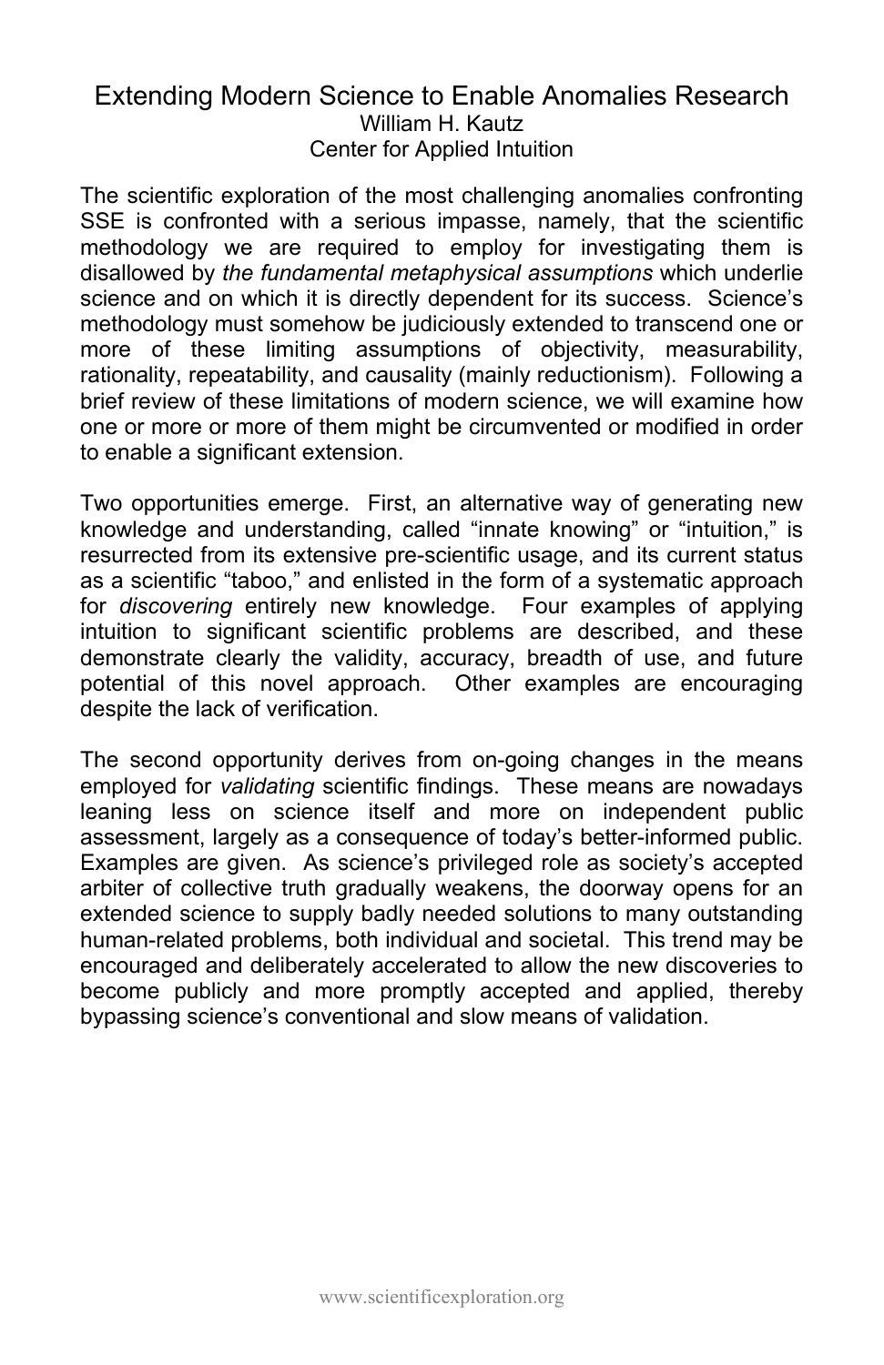# Extending Modern Science to Enable Anomalies Research

William H. Kautz
Center for Applied Intuition

The scientific exploration of the most challenging anomalies confronting SSE is confronted with a serious impasse, namely, that the scientific methodology we are required to employ for investigating them is disallowed by *the fundamental metaphysical assumptions* which underlie science and on which it is directly dependent for its success. Science's methodology must somehow be judiciously extended to transcend one or more of these limiting assumptions of objectivity, measurability, rationality, repeatability, and causality (mainly reductionism). Following a brief review of these limitations of modern science, we will examine how one or more or more of them might be circumvented or modified in order to enable a significant extension.

Two opportunities emerge. First, an alternative way of generating new knowledge and understanding, called "innate knowing" or "intuition," is resurrected from its extensive pre-scientific usage, and its current status as a scientific "taboo," and enlisted in the form of a systematic approach for *discovering* entirely new knowledge. Four examples of applying intuition to significant scientific problems are described, and these demonstrate clearly the validity, accuracy, breadth of use, and future potential of this novel approach. Other examples are encouraging despite the lack of verification.

The second opportunity derives from on-going changes in the means employed for *validating* scientific findings. These means are nowadays leaning less on science itself and more on independent public assessment, largely as a consequence of today's better-informed public. Examples are given. As science's privileged role as society's accepted arbiter of collective truth gradually weakens, the doorway opens for an extended science to supply badly needed solutions to many outstanding human-related problems, both individual and societal. This trend may be encouraged and deliberately accelerated to allow the new discoveries to become publicly and more promptly accepted and applied, thereby bypassing science's conventional and slow means of validation.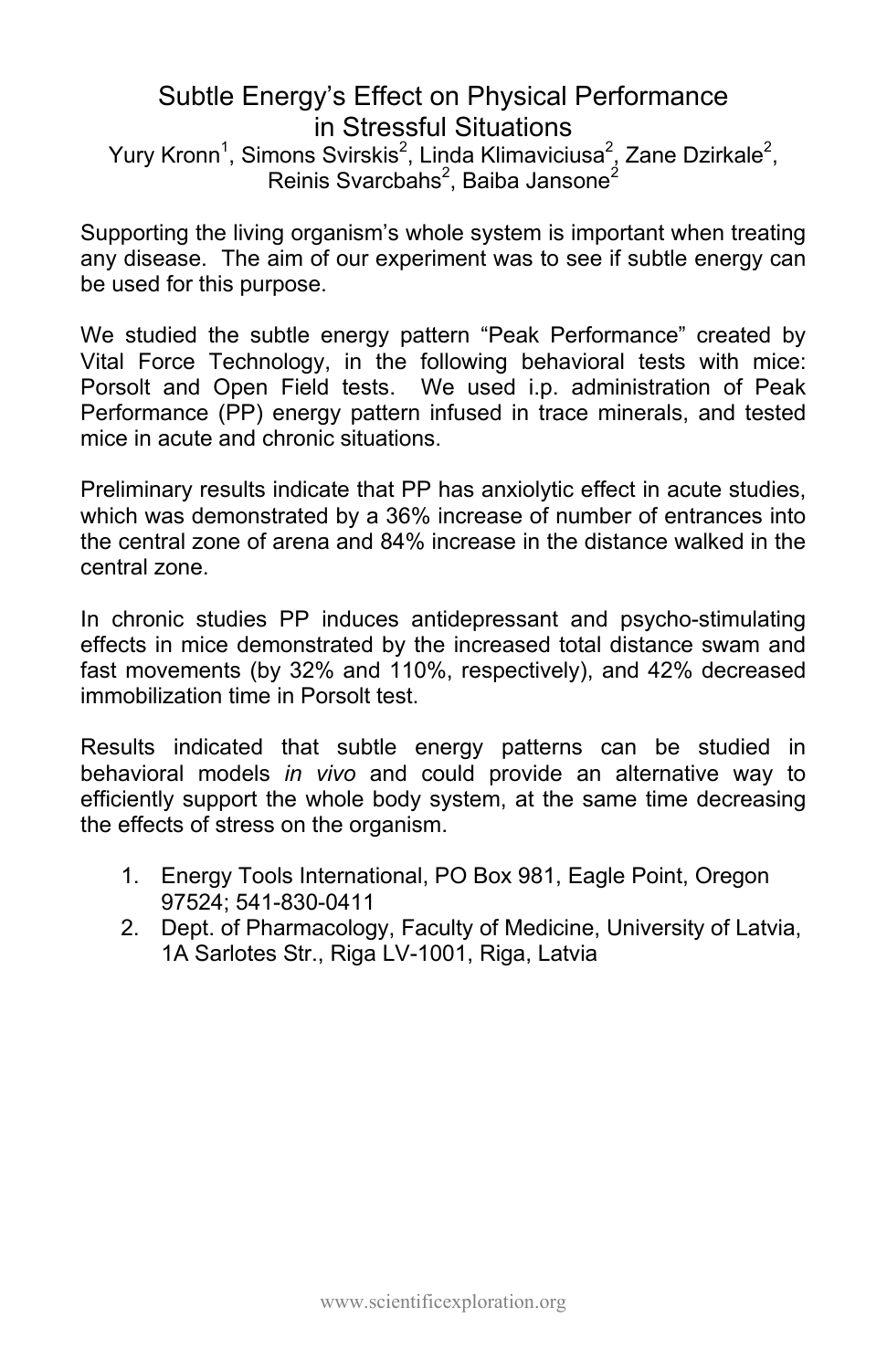# Subtle Energy's Effect on Physical Performance in Stressful Situations

Yury Kronn[1], Simons Svirskis[2], Linda Klimaviciusa[2], Zane Dzirkale[2], Reinis Svarcbahs[2], Baiba Jansone[2]

Supporting the living organism's whole system is important when treating any disease. The aim of our experiment was to see if subtle energy can be used for this purpose.

We studied the subtle energy pattern "Peak Performance" created by Vital Force Technology, in the following behavioral tests with mice: Porsolt and Open Field tests. We used i.p. administration of Peak Performance (PP) energy pattern infused in trace minerals, and tested mice in acute and chronic situations.

Preliminary results indicate that PP has anxiolytic effect in acute studies, which was demonstrated by a 36% increase of number of entrances into the central zone of arena and 84% increase in the distance walked in the central zone.

In chronic studies PP induces antidepressant and psycho-stimulating effects in mice demonstrated by the increased total distance swam and fast movements (by 32% and 110%, respectively), and 42% decreased immobilization time in Porsolt test.

Results indicated that subtle energy patterns can be studied in behavioral models *in vivo* and could provide an alternative way to efficiently support the whole body system, at the same time decreasing the effects of stress on the organism.

1. Energy Tools International, PO Box 981, Eagle Point, Oregon 97524; 541-830-0411
2. Dept. of Pharmacology, Faculty of Medicine, University of Latvia, 1A Sarlotes Str., Riga LV-1001, Riga, Latvia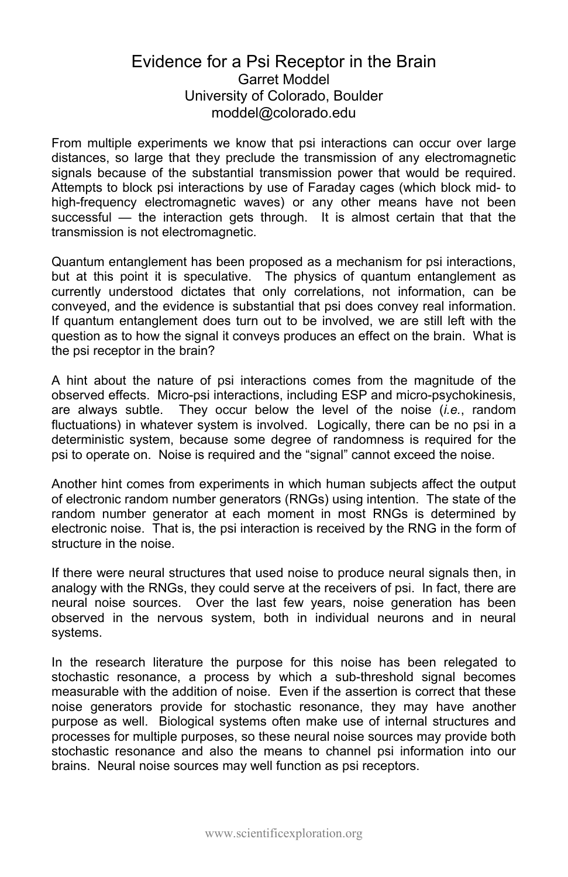# Evidence for a Psi Receptor in the Brain

Garret Moddel
University of Colorado, Boulder
moddel@colorado.edu

From multiple experiments we know that psi interactions can occur over large distances, so large that they preclude the transmission of any electromagnetic signals because of the substantial transmission power that would be required. Attempts to block psi interactions by use of Faraday cages (which block mid- to high-frequency electromagnetic waves) or any other means have not been successful — the interaction gets through. It is almost certain that that the transmission is not electromagnetic.

Quantum entanglement has been proposed as a mechanism for psi interactions, but at this point it is speculative. The physics of quantum entanglement as currently understood dictates that only correlations, not information, can be conveyed, and the evidence is substantial that psi does convey real information. If quantum entanglement does turn out to be involved, we are still left with the question as to how the signal it conveys produces an effect on the brain. What is the psi receptor in the brain?

A hint about the nature of psi interactions comes from the magnitude of the observed effects. Micro-psi interactions, including ESP and micro-psychokinesis, are always subtle. They occur below the level of the noise (*i.e.*, random fluctuations) in whatever system is involved. Logically, there can be no psi in a deterministic system, because some degree of randomness is required for the psi to operate on. Noise is required and the "signal" cannot exceed the noise.

Another hint comes from experiments in which human subjects affect the output of electronic random number generators (RNGs) using intention. The state of the random number generator at each moment in most RNGs is determined by electronic noise. That is, the psi interaction is received by the RNG in the form of structure in the noise.

If there were neural structures that used noise to produce neural signals then, in analogy with the RNGs, they could serve at the receivers of psi. In fact, there are neural noise sources. Over the last few years, noise generation has been observed in the nervous system, both in individual neurons and in neural systems.

In the research literature the purpose for this noise has been relegated to stochastic resonance, a process by which a sub-threshold signal becomes measurable with the addition of noise. Even if the assertion is correct that these noise generators provide for stochastic resonance, they may have another purpose as well. Biological systems often make use of internal structures and processes for multiple purposes, so these neural noise sources may provide both stochastic resonance and also the means to channel psi information into our brains. Neural noise sources may well function as psi receptors.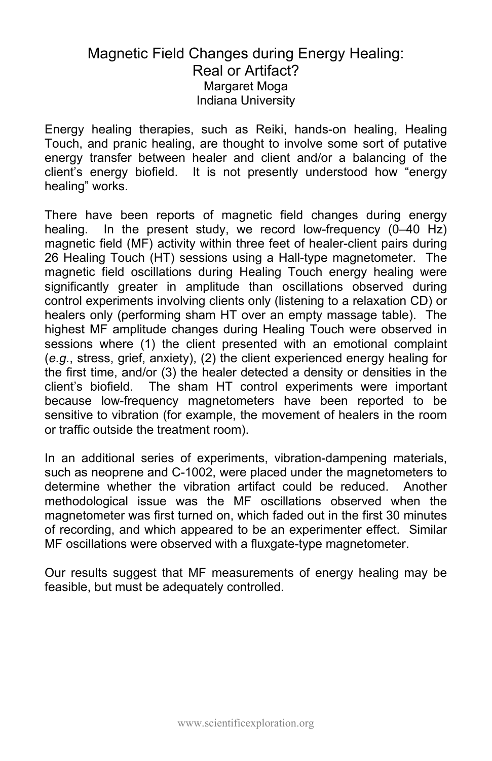# Magnetic Field Changes during Energy Healing: Real or Artifact?

Margaret Moga
Indiana University

Energy healing therapies, such as Reiki, hands-on healing, Healing Touch, and pranic healing, are thought to involve some sort of putative energy transfer between healer and client and/or a balancing of the client's energy biofield. It is not presently understood how "energy healing" works.

There have been reports of magnetic field changes during energy healing. In the present study, we record low-frequency (0–40 Hz) magnetic field (MF) activity within three feet of healer-client pairs during 26 Healing Touch (HT) sessions using a Hall-type magnetometer. The magnetic field oscillations during Healing Touch energy healing were significantly greater in amplitude than oscillations observed during control experiments involving clients only (listening to a relaxation CD) or healers only (performing sham HT over an empty massage table). The highest MF amplitude changes during Healing Touch were observed in sessions where (1) the client presented with an emotional complaint (*e.g.*, stress, grief, anxiety), (2) the client experienced energy healing for the first time, and/or (3) the healer detected a density or densities in the client's biofield. The sham HT control experiments were important because low-frequency magnetometers have been reported to be sensitive to vibration (for example, the movement of healers in the room or traffic outside the treatment room).

In an additional series of experiments, vibration-dampening materials, such as neoprene and C-1002, were placed under the magnetometers to determine whether the vibration artifact could be reduced. Another methodological issue was the MF oscillations observed when the magnetometer was first turned on, which faded out in the first 30 minutes of recording, and which appeared to be an experimenter effect. Similar MF oscillations were observed with a fluxgate-type magnetometer.

Our results suggest that MF measurements of energy healing may be feasible, but must be adequately controlled.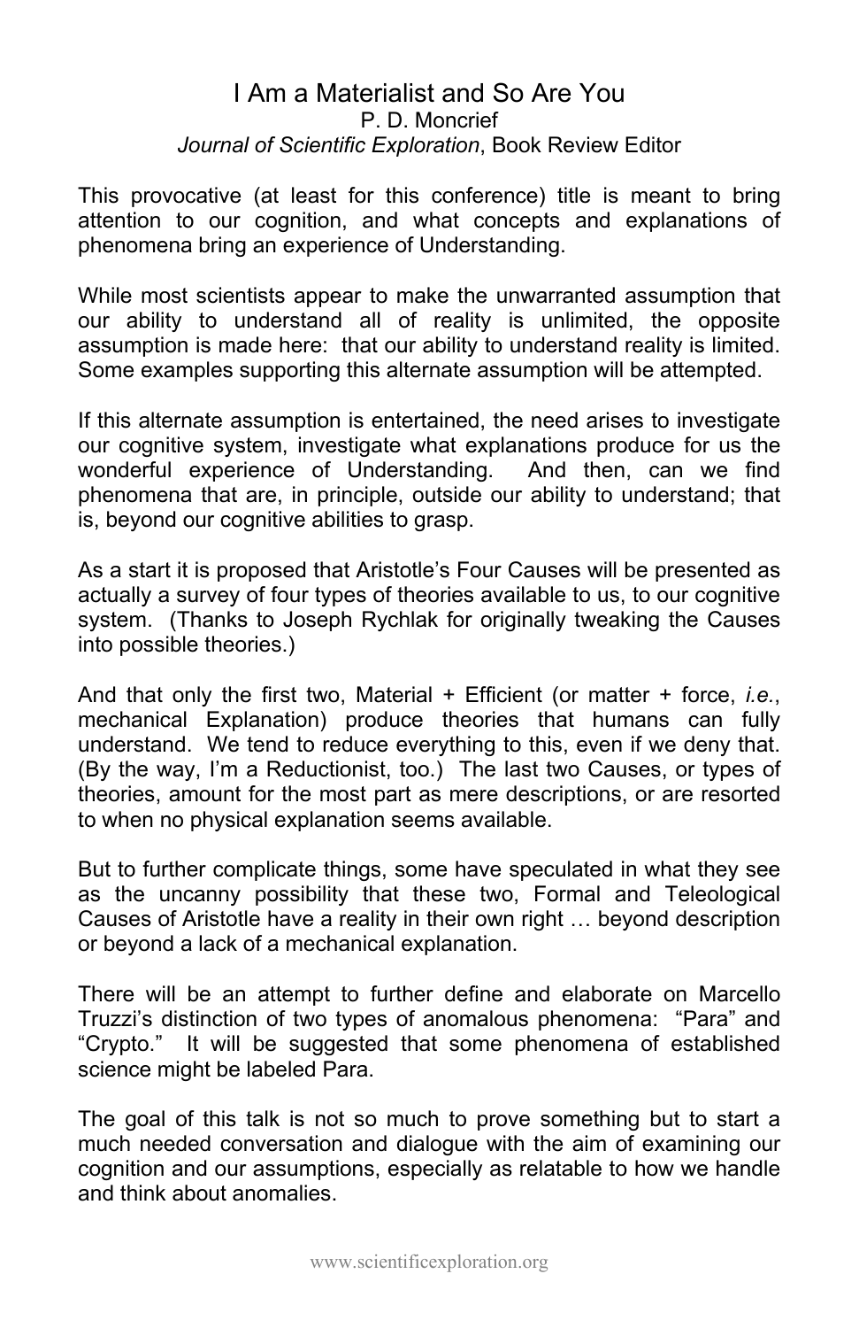# I Am a Materialist and So Are You

P. D. Moncrief
*Journal of Scientific Exploration*, Book Review Editor

This provocative (at least for this conference) title is meant to bring attention to our cognition, and what concepts and explanations of phenomena bring an experience of Understanding.

While most scientists appear to make the unwarranted assumption that our ability to understand all of reality is unlimited, the opposite assumption is made here: that our ability to understand reality is limited. Some examples supporting this alternate assumption will be attempted.

If this alternate assumption is entertained, the need arises to investigate our cognitive system, investigate what explanations produce for us the wonderful experience of Understanding. And then, can we find phenomena that are, in principle, outside our ability to understand; that is, beyond our cognitive abilities to grasp.

As a start it is proposed that Aristotle's Four Causes will be presented as actually a survey of four types of theories available to us, to our cognitive system. (Thanks to Joseph Rychlak for originally tweaking the Causes into possible theories.)

And that only the first two, Material + Efficient (or matter + force, *i.e.*, mechanical Explanation) produce theories that humans can fully understand. We tend to reduce everything to this, even if we deny that. (By the way, I'm a Reductionist, too.) The last two Causes, or types of theories, amount for the most part as mere descriptions, or are resorted to when no physical explanation seems available.

But to further complicate things, some have speculated in what they see as the uncanny possibility that these two, Formal and Teleological Causes of Aristotle have a reality in their own right … beyond description or beyond a lack of a mechanical explanation.

There will be an attempt to further define and elaborate on Marcello Truzzi's distinction of two types of anomalous phenomena: "Para" and "Crypto." It will be suggested that some phenomena of established science might be labeled Para.

The goal of this talk is not so much to prove something but to start a much needed conversation and dialogue with the aim of examining our cognition and our assumptions, especially as relatable to how we handle and think about anomalies.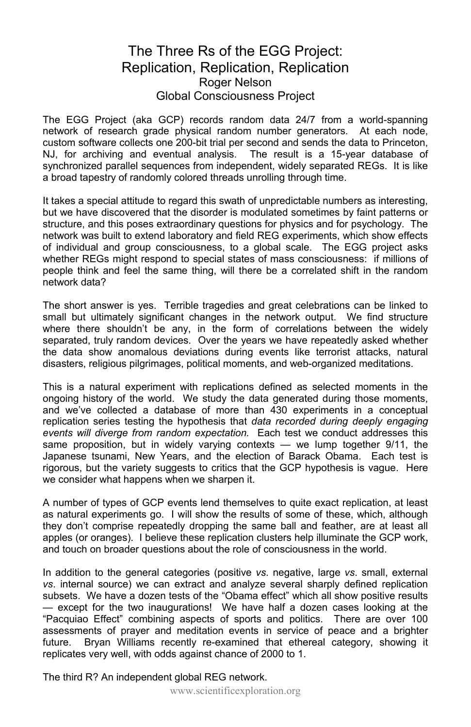# The Three Rs of the EGG Project: Replication, Replication, Replication

Roger Nelson
Global Consciousness Project

The EGG Project (aka GCP) records random data 24/7 from a world-spanning network of research grade physical random number generators. At each node, custom software collects one 200-bit trial per second and sends the data to Princeton, NJ, for archiving and eventual analysis. The result is a 15-year database of synchronized parallel sequences from independent, widely separated REGs. It is like a broad tapestry of randomly colored threads unrolling through time.

It takes a special attitude to regard this swath of unpredictable numbers as interesting, but we have discovered that the disorder is modulated sometimes by faint patterns or structure, and this poses extraordinary questions for physics and for psychology. The network was built to extend laboratory and field REG experiments, which show effects of individual and group consciousness, to a global scale. The EGG project asks whether REGs might respond to special states of mass consciousness: if millions of people think and feel the same thing, will there be a correlated shift in the random network data?

The short answer is yes. Terrible tragedies and great celebrations can be linked to small but ultimately significant changes in the network output. We find structure where there shouldn't be any, in the form of correlations between the widely separated, truly random devices. Over the years we have repeatedly asked whether the data show anomalous deviations during events like terrorist attacks, natural disasters, religious pilgrimages, political moments, and web-organized meditations.

This is a natural experiment with replications defined as selected moments in the ongoing history of the world. We study the data generated during those moments, and we've collected a database of more than 430 experiments in a conceptual replication series testing the hypothesis that *data recorded during deeply engaging events will diverge from random expectation.* Each test we conduct addresses this same proposition, but in widely varying contexts — we lump together 9/11, the Japanese tsunami, New Years, and the election of Barack Obama. Each test is rigorous, but the variety suggests to critics that the GCP hypothesis is vague. Here we consider what happens when we sharpen it.

A number of types of GCP events lend themselves to quite exact replication, at least as natural experiments go. I will show the results of some of these, which, although they don't comprise repeatedly dropping the same ball and feather, are at least all apples (or oranges). I believe these replication clusters help illuminate the GCP work, and touch on broader questions about the role of consciousness in the world.

In addition to the general categories (positive *vs.* negative, large *vs.* small, external *vs.* internal source) we can extract and analyze several sharply defined replication subsets. We have a dozen tests of the "Obama effect" which all show positive results — except for the two inaugurations! We have half a dozen cases looking at the "Pacquiao Effect" combining aspects of sports and politics. There are over 100 assessments of prayer and meditation events in service of peace and a brighter future. Bryan Williams recently re-examined that ethereal category, showing it replicates very well, with odds against chance of 2000 to 1.

The third R? An independent global REG network.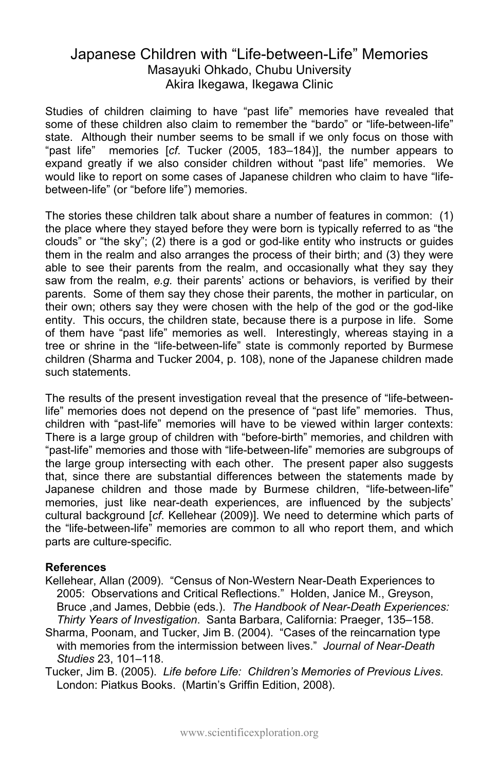# Japanese Children with "Life-between-Life" Memories

Masayuki Ohkado, Chubu University
Akira Ikegawa, Ikegawa Clinic

Studies of children claiming to have "past life" memories have revealed that some of these children also claim to remember the "bardo" or "life-between-life" state. Although their number seems to be small if we only focus on those with "past life" memories [*cf.* Tucker (2005, 183–184)], the number appears to expand greatly if we also consider children without "past life" memories. We would like to report on some cases of Japanese children who claim to have "life-between-life" (or "before life") memories.

The stories these children talk about share a number of features in common: (1) the place where they stayed before they were born is typically referred to as "the clouds" or "the sky"; (2) there is a god or god-like entity who instructs or guides them in the realm and also arranges the process of their birth; and (3) they were able to see their parents from the realm, and occasionally what they say they saw from the realm, *e.g.* their parents' actions or behaviors, is verified by their parents. Some of them say they chose their parents, the mother in particular, on their own; others say they were chosen with the help of the god or the god-like entity. This occurs, the children state, because there is a purpose in life. Some of them have "past life" memories as well. Interestingly, whereas staying in a tree or shrine in the "life-between-life" state is commonly reported by Burmese children (Sharma and Tucker 2004, p. 108), none of the Japanese children made such statements.

The results of the present investigation reveal that the presence of "life-between-life" memories does not depend on the presence of "past life" memories. Thus, children with "past-life" memories will have to be viewed within larger contexts: There is a large group of children with "before-birth" memories, and children with "past-life" memories and those with "life-between-life" memories are subgroups of the large group intersecting with each other. The present paper also suggests that, since there are substantial differences between the statements made by Japanese children and those made by Burmese children, "life-between-life" memories, just like near-death experiences, are influenced by the subjects' cultural background [*cf*. Kellehear (2009)]. We need to determine which parts of the "life-between-life" memories are common to all who report them, and which parts are culture-specific.

**References**

Kellehear, Allan (2009). "Census of Non-Western Near-Death Experiences to 2005: Observations and Critical Reflections." Holden, Janice M., Greyson, Bruce ,and James, Debbie (eds.). *The Handbook of Near-Death Experiences: Thirty Years of Investigation*. Santa Barbara, California: Praeger, 135–158.

Sharma, Poonam, and Tucker, Jim B. (2004). "Cases of the reincarnation type with memories from the intermission between lives." *Journal of Near-Death Studies* 23, 101–118.

Tucker, Jim B. (2005). *Life before Life: Children's Memories of Previous Lives*. London: Piatkus Books. (Martin's Griffin Edition, 2008).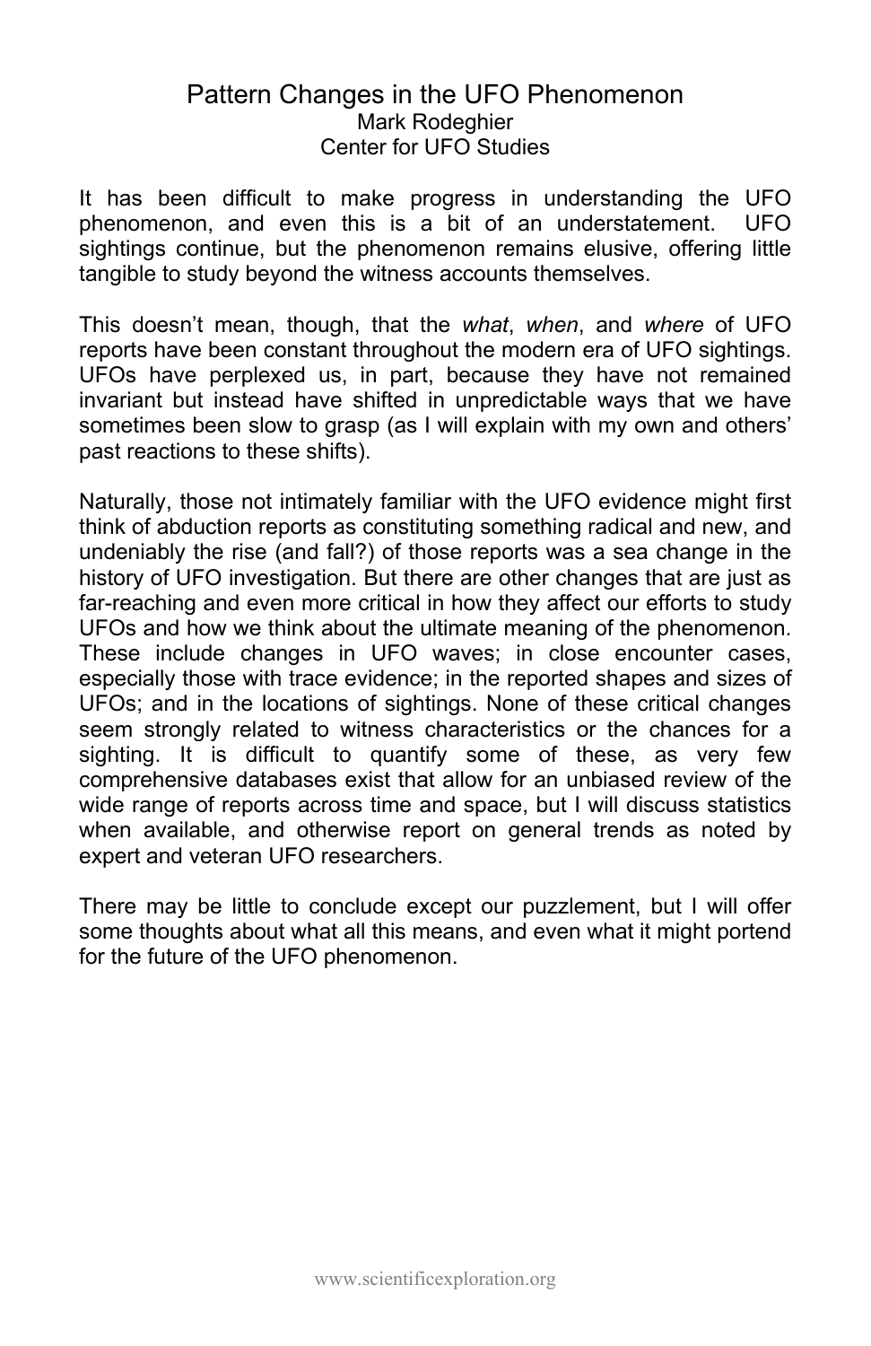# Pattern Changes in the UFO Phenomenon

Mark Rodeghier
Center for UFO Studies

It has been difficult to make progress in understanding the UFO phenomenon, and even this is a bit of an understatement. UFO sightings continue, but the phenomenon remains elusive, offering little tangible to study beyond the witness accounts themselves.

This doesn't mean, though, that the *what*, *when*, and *where* of UFO reports have been constant throughout the modern era of UFO sightings. UFOs have perplexed us, in part, because they have not remained invariant but instead have shifted in unpredictable ways that we have sometimes been slow to grasp (as I will explain with my own and others' past reactions to these shifts).

Naturally, those not intimately familiar with the UFO evidence might first think of abduction reports as constituting something radical and new, and undeniably the rise (and fall?) of those reports was a sea change in the history of UFO investigation. But there are other changes that are just as far-reaching and even more critical in how they affect our efforts to study UFOs and how we think about the ultimate meaning of the phenomenon. These include changes in UFO waves; in close encounter cases, especially those with trace evidence; in the reported shapes and sizes of UFOs; and in the locations of sightings. None of these critical changes seem strongly related to witness characteristics or the chances for a sighting. It is difficult to quantify some of these, as very few comprehensive databases exist that allow for an unbiased review of the wide range of reports across time and space, but I will discuss statistics when available, and otherwise report on general trends as noted by expert and veteran UFO researchers.

There may be little to conclude except our puzzlement, but I will offer some thoughts about what all this means, and even what it might portend for the future of the UFO phenomenon.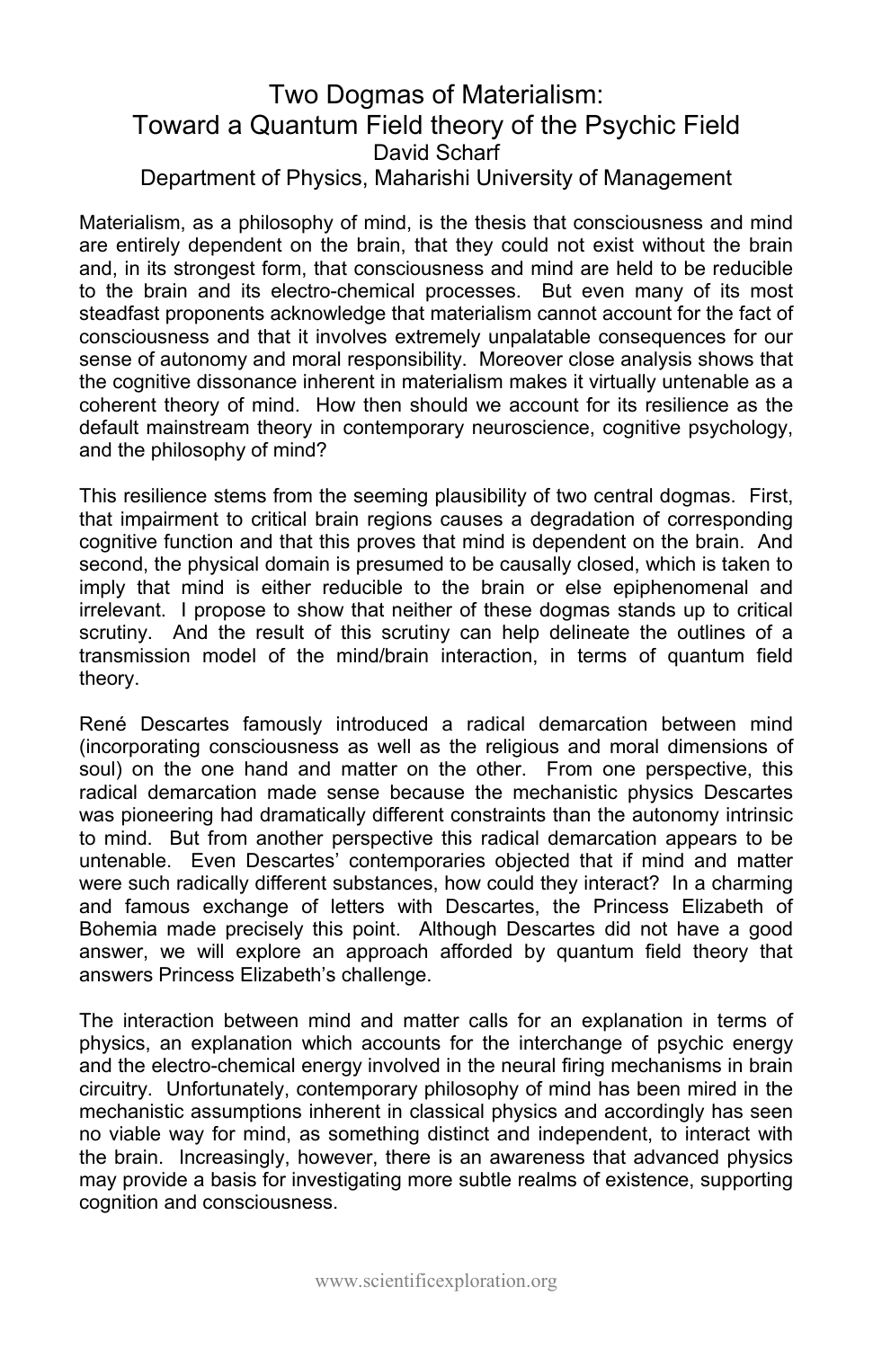# Two Dogmas of Materialism: Toward a Quantum Field theory of the Psychic Field

David Scharf

Department of Physics, Maharishi University of Management

Materialism, as a philosophy of mind, is the thesis that consciousness and mind are entirely dependent on the brain, that they could not exist without the brain and, in its strongest form, that consciousness and mind are held to be reducible to the brain and its electro-chemical processes. But even many of its most steadfast proponents acknowledge that materialism cannot account for the fact of consciousness and that it involves extremely unpalatable consequences for our sense of autonomy and moral responsibility. Moreover close analysis shows that the cognitive dissonance inherent in materialism makes it virtually untenable as a coherent theory of mind. How then should we account for its resilience as the default mainstream theory in contemporary neuroscience, cognitive psychology, and the philosophy of mind?

This resilience stems from the seeming plausibility of two central dogmas. First, that impairment to critical brain regions causes a degradation of corresponding cognitive function and that this proves that mind is dependent on the brain. And second, the physical domain is presumed to be causally closed, which is taken to imply that mind is either reducible to the brain or else epiphenomenal and irrelevant. I propose to show that neither of these dogmas stands up to critical scrutiny. And the result of this scrutiny can help delineate the outlines of a transmission model of the mind/brain interaction, in terms of quantum field theory.

René Descartes famously introduced a radical demarcation between mind (incorporating consciousness as well as the religious and moral dimensions of soul) on the one hand and matter on the other. From one perspective, this radical demarcation made sense because the mechanistic physics Descartes was pioneering had dramatically different constraints than the autonomy intrinsic to mind. But from another perspective this radical demarcation appears to be untenable. Even Descartes' contemporaries objected that if mind and matter were such radically different substances, how could they interact? In a charming and famous exchange of letters with Descartes, the Princess Elizabeth of Bohemia made precisely this point. Although Descartes did not have a good answer, we will explore an approach afforded by quantum field theory that answers Princess Elizabeth's challenge.

The interaction between mind and matter calls for an explanation in terms of physics, an explanation which accounts for the interchange of psychic energy and the electro-chemical energy involved in the neural firing mechanisms in brain circuitry. Unfortunately, contemporary philosophy of mind has been mired in the mechanistic assumptions inherent in classical physics and accordingly has seen no viable way for mind, as something distinct and independent, to interact with the brain. Increasingly, however, there is an awareness that advanced physics may provide a basis for investigating more subtle realms of existence, supporting cognition and consciousness.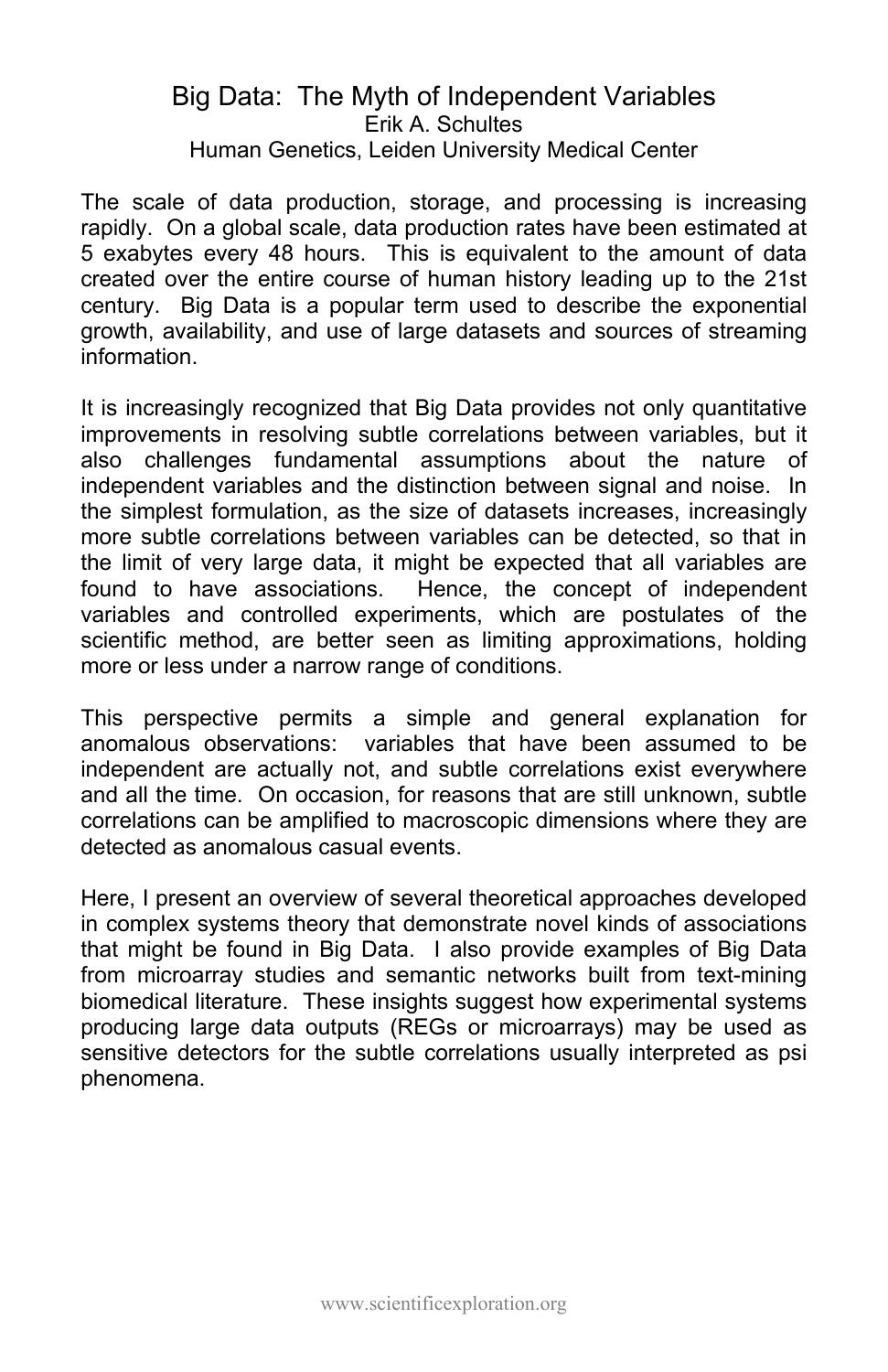# Big Data: The Myth of Independent Variables

Erik A. Schultes

Human Genetics, Leiden University Medical Center

The scale of data production, storage, and processing is increasing rapidly. On a global scale, data production rates have been estimated at 5 exabytes every 48 hours. This is equivalent to the amount of data created over the entire course of human history leading up to the 21st century. Big Data is a popular term used to describe the exponential growth, availability, and use of large datasets and sources of streaming information.

It is increasingly recognized that Big Data provides not only quantitative improvements in resolving subtle correlations between variables, but it also challenges fundamental assumptions about the nature of independent variables and the distinction between signal and noise. In the simplest formulation, as the size of datasets increases, increasingly more subtle correlations between variables can be detected, so that in the limit of very large data, it might be expected that all variables are found to have associations. Hence, the concept of independent variables and controlled experiments, which are postulates of the scientific method, are better seen as limiting approximations, holding more or less under a narrow range of conditions.

This perspective permits a simple and general explanation for anomalous observations: variables that have been assumed to be independent are actually not, and subtle correlations exist everywhere and all the time. On occasion, for reasons that are still unknown, subtle correlations can be amplified to macroscopic dimensions where they are detected as anomalous casual events.

Here, I present an overview of several theoretical approaches developed in complex systems theory that demonstrate novel kinds of associations that might be found in Big Data. I also provide examples of Big Data from microarray studies and semantic networks built from text-mining biomedical literature. These insights suggest how experimental systems producing large data outputs (REGs or microarrays) may be used as sensitive detectors for the subtle correlations usually interpreted as psi phenomena.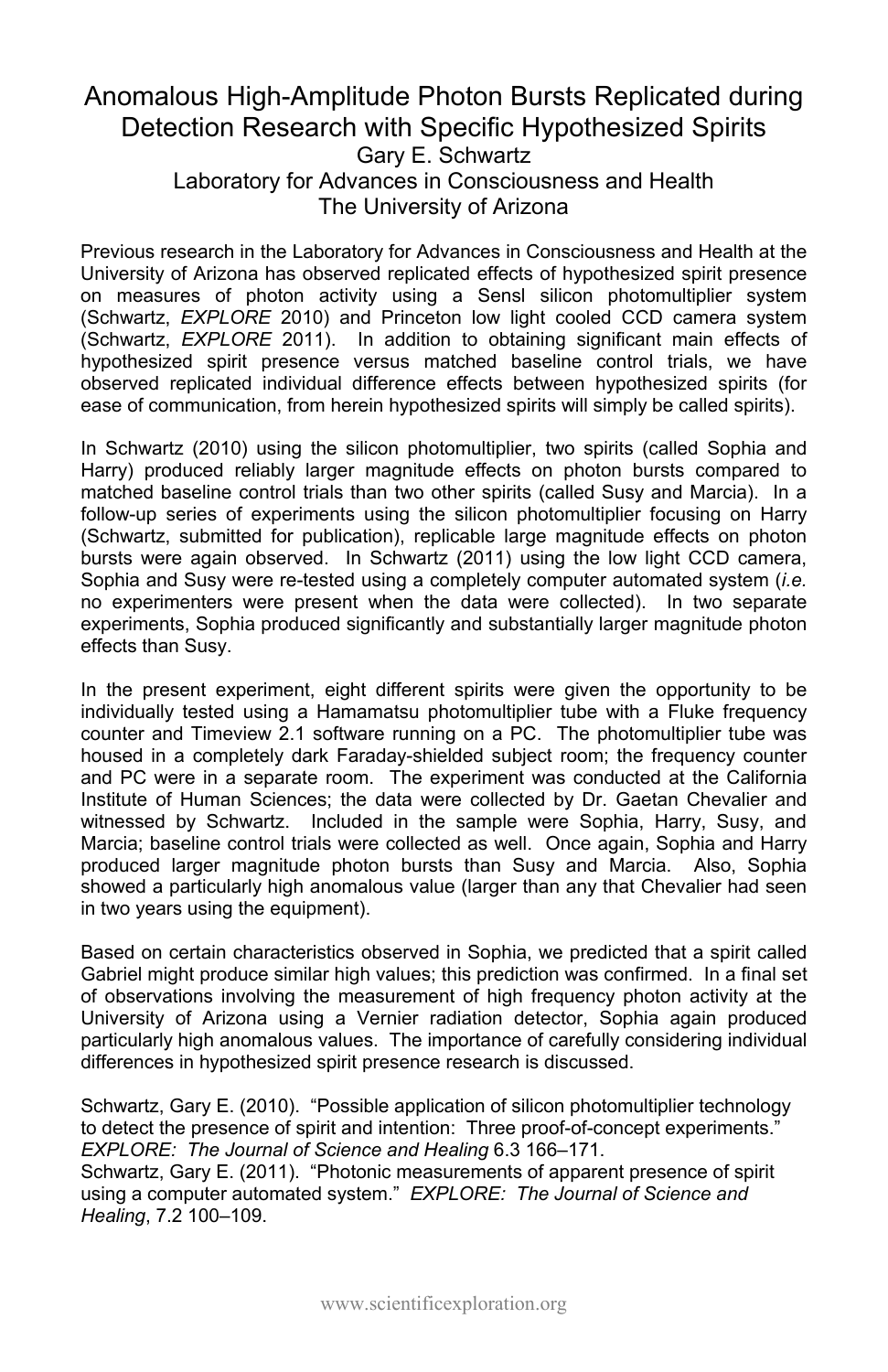# Anomalous High-Amplitude Photon Bursts Replicated during Detection Research with Specific Hypothesized Spirits

Gary E. Schwartz
Laboratory for Advances in Consciousness and Health
The University of Arizona

Previous research in the Laboratory for Advances in Consciousness and Health at the University of Arizona has observed replicated effects of hypothesized spirit presence on measures of photon activity using a Sensl silicon photomultiplier system (Schwartz, *EXPLORE* 2010) and Princeton low light cooled CCD camera system (Schwartz, *EXPLORE* 2011). In addition to obtaining significant main effects of hypothesized spirit presence versus matched baseline control trials, we have observed replicated individual difference effects between hypothesized spirits (for ease of communication, from herein hypothesized spirits will simply be called spirits).

In Schwartz (2010) using the silicon photomultiplier, two spirits (called Sophia and Harry) produced reliably larger magnitude effects on photon bursts compared to matched baseline control trials than two other spirits (called Susy and Marcia). In a follow-up series of experiments using the silicon photomultiplier focusing on Harry (Schwartz, submitted for publication), replicable large magnitude effects on photon bursts were again observed. In Schwartz (2011) using the low light CCD camera, Sophia and Susy were re-tested using a completely computer automated system (*i.e.* no experimenters were present when the data were collected). In two separate experiments, Sophia produced significantly and substantially larger magnitude photon effects than Susy.

In the present experiment, eight different spirits were given the opportunity to be individually tested using a Hamamatsu photomultiplier tube with a Fluke frequency counter and Timeview 2.1 software running on a PC. The photomultiplier tube was housed in a completely dark Faraday-shielded subject room; the frequency counter and PC were in a separate room. The experiment was conducted at the California Institute of Human Sciences; the data were collected by Dr. Gaetan Chevalier and witnessed by Schwartz. Included in the sample were Sophia, Harry, Susy, and Marcia; baseline control trials were collected as well. Once again, Sophia and Harry produced larger magnitude photon bursts than Susy and Marcia. Also, Sophia showed a particularly high anomalous value (larger than any that Chevalier had seen in two years using the equipment).

Based on certain characteristics observed in Sophia, we predicted that a spirit called Gabriel might produce similar high values; this prediction was confirmed. In a final set of observations involving the measurement of high frequency photon activity at the University of Arizona using a Vernier radiation detector, Sophia again produced particularly high anomalous values. The importance of carefully considering individual differences in hypothesized spirit presence research is discussed.

Schwartz, Gary E. (2010). "Possible application of silicon photomultiplier technology to detect the presence of spirit and intention: Three proof-of-concept experiments." *EXPLORE: The Journal of Science and Healing* 6.3 166–171.
Schwartz, Gary E. (2011). "Photonic measurements of apparent presence of spirit using a computer automated system." *EXPLORE: The Journal of Science and Healing*, 7.2 100–109.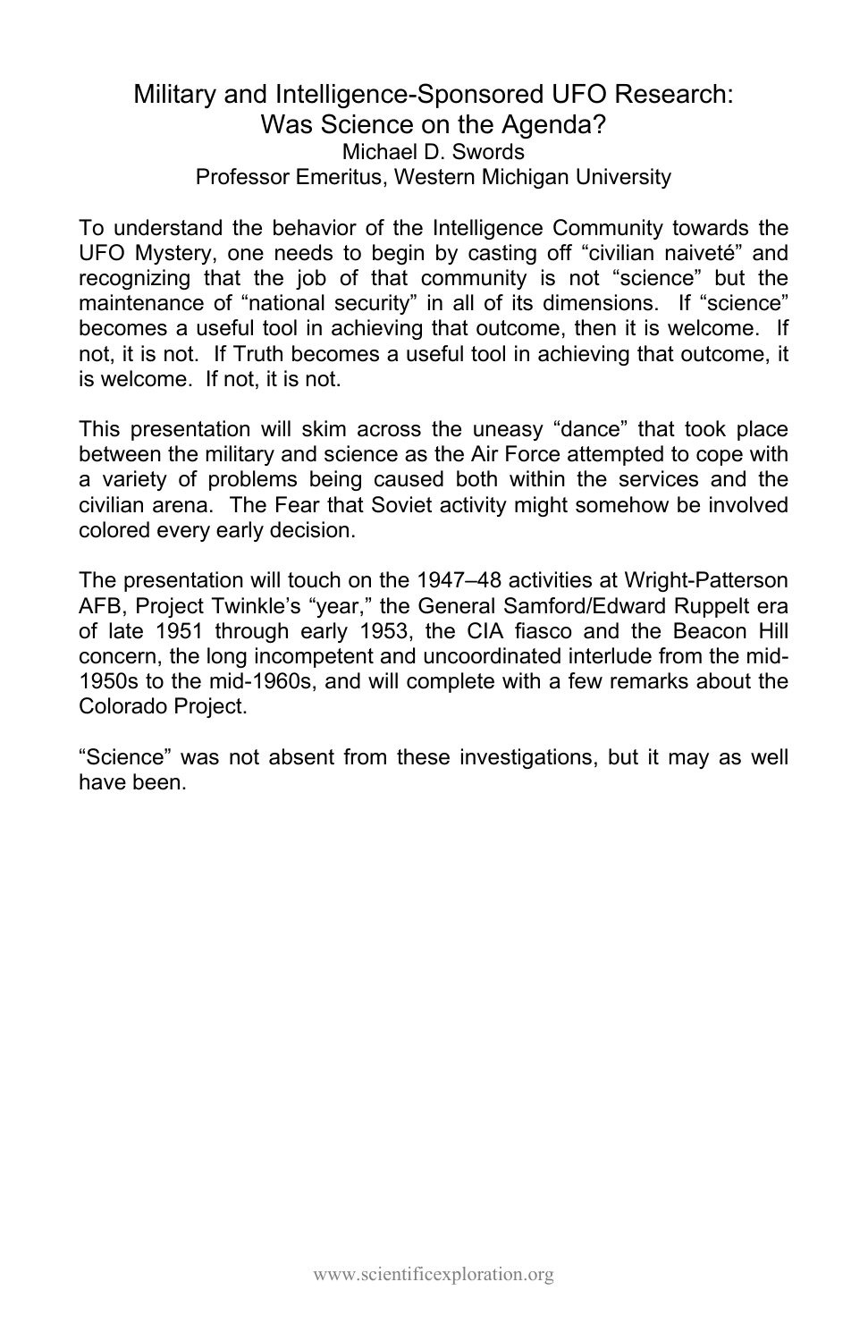# Military and Intelligence-Sponsored UFO Research: Was Science on the Agenda?

Michael D. Swords

Professor Emeritus, Western Michigan University

To understand the behavior of the Intelligence Community towards the UFO Mystery, one needs to begin by casting off "civilian naiveté" and recognizing that the job of that community is not "science" but the maintenance of "national security" in all of its dimensions. If "science" becomes a useful tool in achieving that outcome, then it is welcome. If not, it is not. If Truth becomes a useful tool in achieving that outcome, it is welcome. If not, it is not.

This presentation will skim across the uneasy "dance" that took place between the military and science as the Air Force attempted to cope with a variety of problems being caused both within the services and the civilian arena. The Fear that Soviet activity might somehow be involved colored every early decision.

The presentation will touch on the 1947–48 activities at Wright-Patterson AFB, Project Twinkle's "year," the General Samford/Edward Ruppelt era of late 1951 through early 1953, the CIA fiasco and the Beacon Hill concern, the long incompetent and uncoordinated interlude from the mid-1950s to the mid-1960s, and will complete with a few remarks about the Colorado Project.

"Science" was not absent from these investigations, but it may as well have been.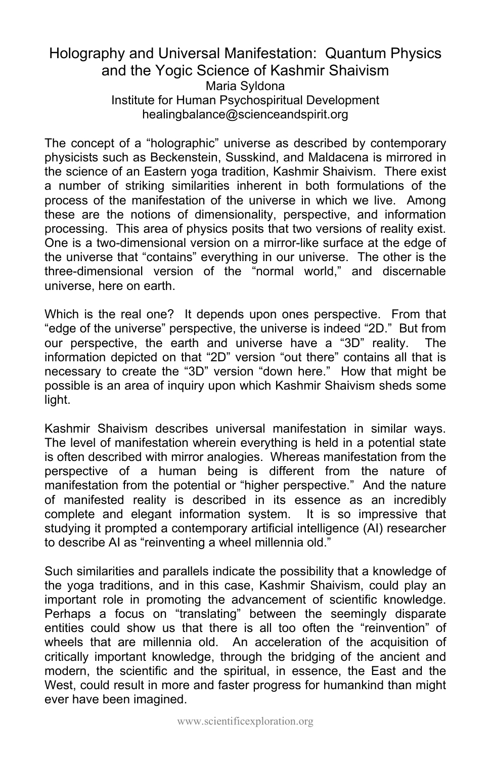# Holography and Universal Manifestation: Quantum Physics and the Yogic Science of Kashmir Shaivism

Maria Syldona
Institute for Human Psychospiritual Development
healingbalance@scienceandspirit.org

The concept of a "holographic" universe as described by contemporary physicists such as Beckenstein, Susskind, and Maldacena is mirrored in the science of an Eastern yoga tradition, Kashmir Shaivism. There exist a number of striking similarities inherent in both formulations of the process of the manifestation of the universe in which we live. Among these are the notions of dimensionality, perspective, and information processing. This area of physics posits that two versions of reality exist. One is a two-dimensional version on a mirror-like surface at the edge of the universe that "contains" everything in our universe. The other is the three-dimensional version of the "normal world," and discernable universe, here on earth.

Which is the real one? It depends upon ones perspective. From that "edge of the universe" perspective, the universe is indeed "2D." But from our perspective, the earth and universe have a "3D" reality. The information depicted on that "2D" version "out there" contains all that is necessary to create the "3D" version "down here." How that might be possible is an area of inquiry upon which Kashmir Shaivism sheds some light.

Kashmir Shaivism describes universal manifestation in similar ways. The level of manifestation wherein everything is held in a potential state is often described with mirror analogies. Whereas manifestation from the perspective of a human being is different from the nature of manifestation from the potential or "higher perspective." And the nature of manifested reality is described in its essence as an incredibly complete and elegant information system. It is so impressive that studying it prompted a contemporary artificial intelligence (AI) researcher to describe AI as "reinventing a wheel millennia old."

Such similarities and parallels indicate the possibility that a knowledge of the yoga traditions, and in this case, Kashmir Shaivism, could play an important role in promoting the advancement of scientific knowledge. Perhaps a focus on "translating" between the seemingly disparate entities could show us that there is all too often the "reinvention" of wheels that are millennia old. An acceleration of the acquisition of critically important knowledge, through the bridging of the ancient and modern, the scientific and the spiritual, in essence, the East and the West, could result in more and faster progress for humankind than might ever have been imagined.